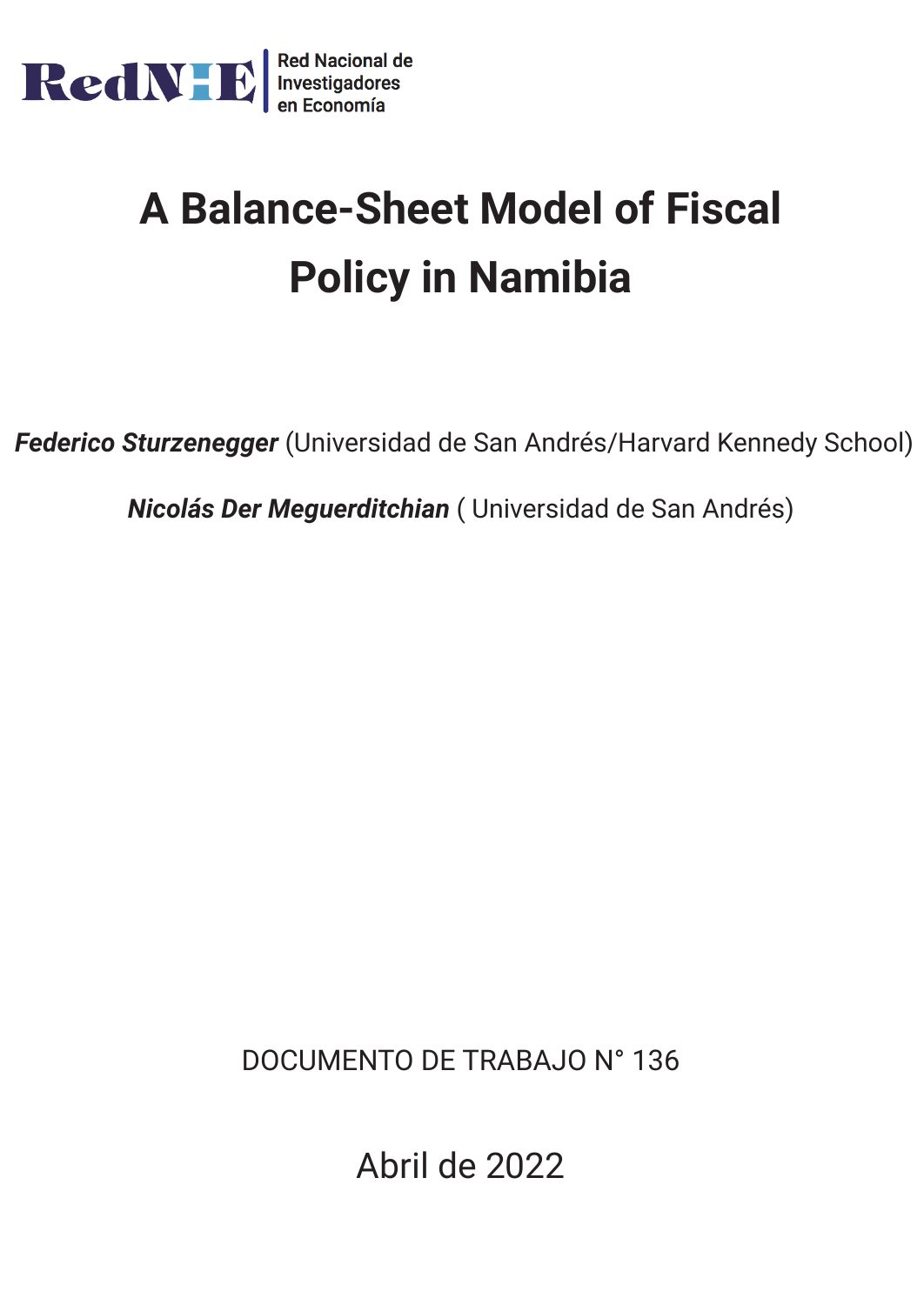RedNIE | Red Nacional de Investigadores en Economía

# A Balance-Sheet Model of Fiscal Policy in Namibia

***Federico Sturzenegger*** (Universidad de San Andrés/Harvard Kennedy School)

***Nicolás Der Meguerditchian*** ( Universidad de San Andrés)

DOCUMENTO DE TRABAJO N° 136

Abril de 2022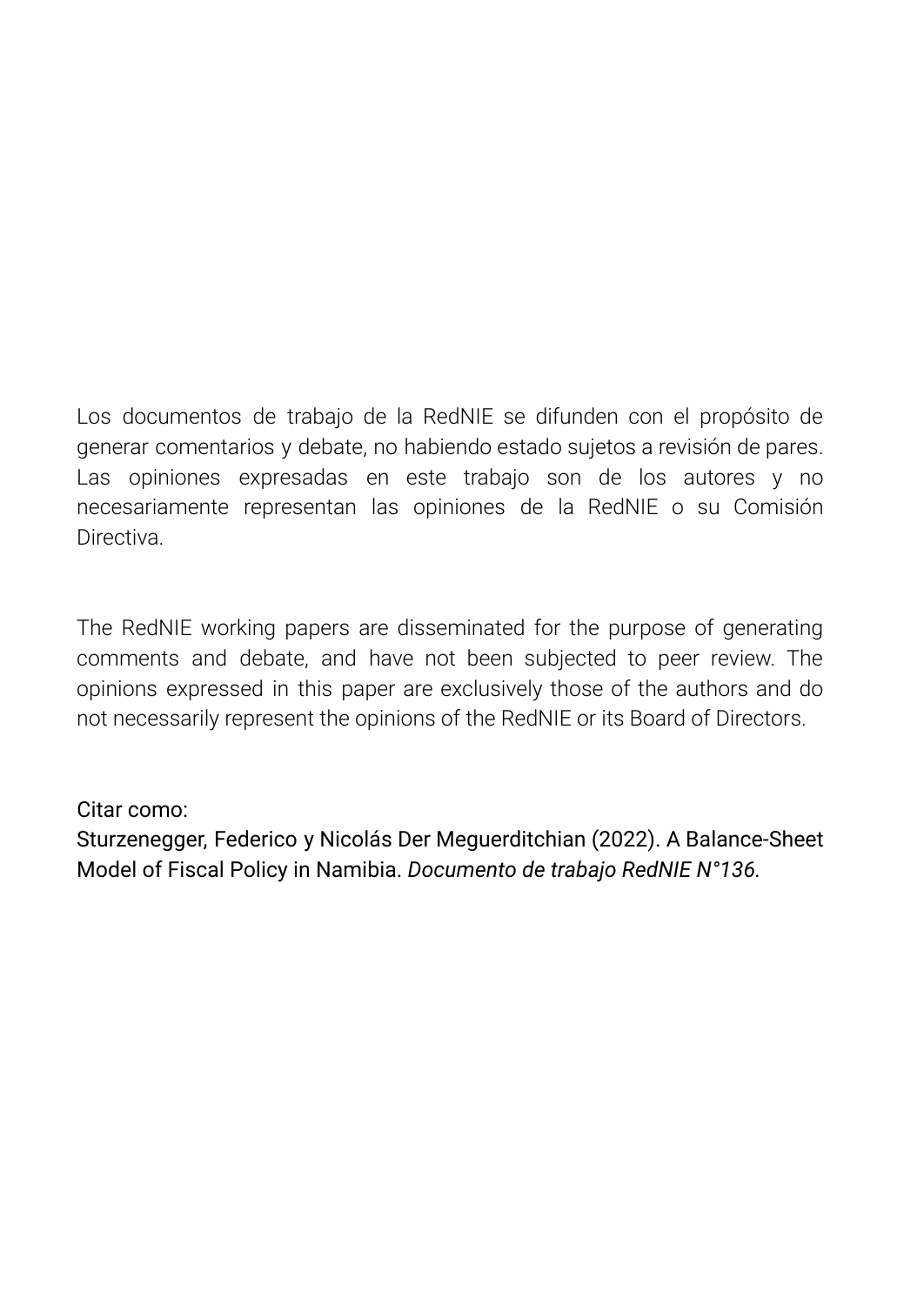Los documentos de trabajo de la RedNIE se difunden con el propósito de generar comentarios y debate, no habiendo estado sujetos a revisión de pares. Las opiniones expresadas en este trabajo son de los autores y no necesariamente representan las opiniones de la RedNIE o su Comisión Directiva.

The RedNIE working papers are disseminated for the purpose of generating comments and debate, and have not been subjected to peer review. The opinions expressed in this paper are exclusively those of the authors and do not necessarily represent the opinions of the RedNIE or its Board of Directors.

Citar como:
Sturzenegger, Federico y Nicolás Der Meguerditchian (2022). A Balance-Sheet Model of Fiscal Policy in Namibia. *Documento de trabajo RedNIE N°136.*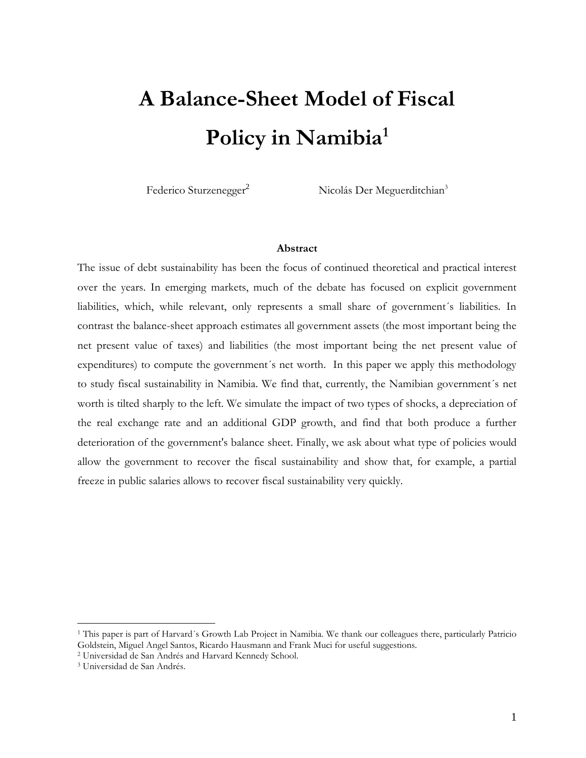# A Balance-Sheet Model of Fiscal Policy in Namibia[1]

Federico Sturzenegger[2] Nicolás Der Meguerditchian[3]

### Abstract

The issue of debt sustainability has been the focus of continued theoretical and practical interest over the years. In emerging markets, much of the debate has focused on explicit government liabilities, which, while relevant, only represents a small share of government´s liabilities. In contrast the balance-sheet approach estimates all government assets (the most important being the net present value of taxes) and liabilities (the most important being the net present value of expenditures) to compute the government´s net worth. In this paper we apply this methodology to study fiscal sustainability in Namibia. We find that, currently, the Namibian government´s net worth is tilted sharply to the left. We simulate the impact of two types of shocks, a depreciation of the real exchange rate and an additional GDP growth, and find that both produce a further deterioration of the government's balance sheet. Finally, we ask about what type of policies would allow the government to recover the fiscal sustainability and show that, for example, a partial freeze in public salaries allows to recover fiscal sustainability very quickly.

---

[1] This paper is part of Harvard´s Growth Lab Project in Namibia. We thank our colleagues there, particularly Patricio Goldstein, Miguel Angel Santos, Ricardo Hausmann and Frank Muci for useful suggestions.

[2] Universidad de San Andrés and Harvard Kennedy School.

[3] Universidad de San Andrés.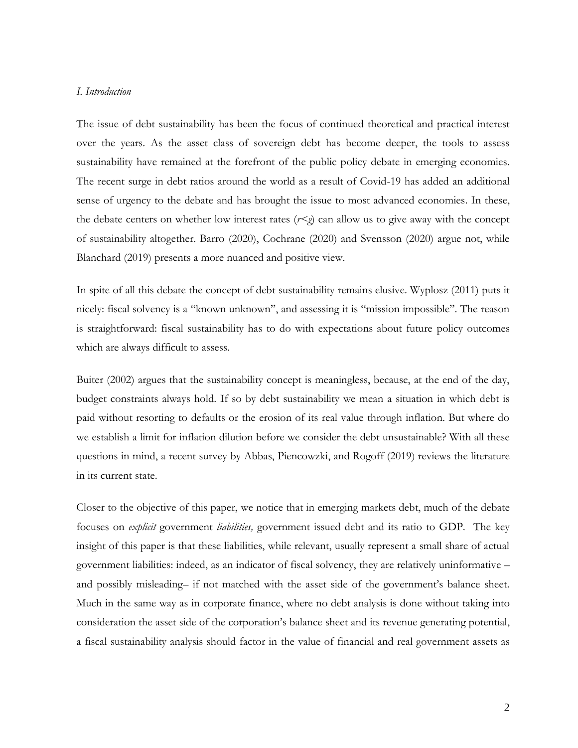*I. Introduction*

The issue of debt sustainability has been the focus of continued theoretical and practical interest over the years. As the asset class of sovereign debt has become deeper, the tools to assess sustainability have remained at the forefront of the public policy debate in emerging economies. The recent surge in debt ratios around the world as a result of Covid-19 has added an additional sense of urgency to the debate and has brought the issue to most advanced economies. In these, the debate centers on whether low interest rates ($r<g$) can allow us to give away with the concept of sustainability altogether. Barro (2020), Cochrane (2020) and Svensson (2020) argue not, while Blanchard (2019) presents a more nuanced and positive view.

In spite of all this debate the concept of debt sustainability remains elusive. Wyplosz (2011) puts it nicely: fiscal solvency is a "known unknown", and assessing it is "mission impossible". The reason is straightforward: fiscal sustainability has to do with expectations about future policy outcomes which are always difficult to assess.

Buiter (2002) argues that the sustainability concept is meaningless, because, at the end of the day, budget constraints always hold. If so by debt sustainability we mean a situation in which debt is paid without resorting to defaults or the erosion of its real value through inflation. But where do we establish a limit for inflation dilution before we consider the debt unsustainable? With all these questions in mind, a recent survey by Abbas, Piencowzki, and Rogoff (2019) reviews the literature in its current state.

Closer to the objective of this paper, we notice that in emerging markets debt, much of the debate focuses on *explicit* government *liabilities,* government issued debt and its ratio to GDP. The key insight of this paper is that these liabilities, while relevant, usually represent a small share of actual government liabilities: indeed, as an indicator of fiscal solvency, they are relatively uninformative – and possibly misleading– if not matched with the asset side of the government's balance sheet. Much in the same way as in corporate finance, where no debt analysis is done without taking into consideration the asset side of the corporation's balance sheet and its revenue generating potential, a fiscal sustainability analysis should factor in the value of financial and real government assets as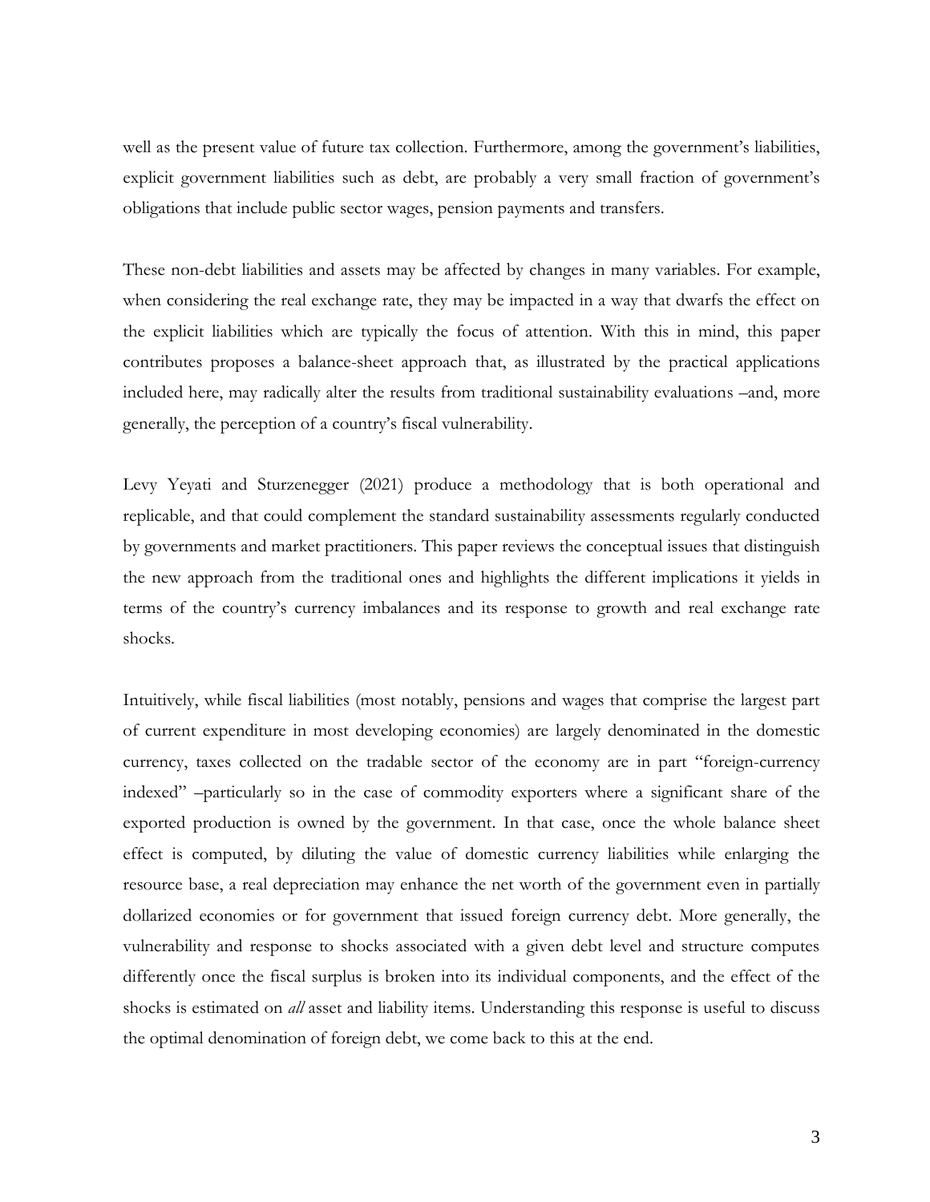well as the present value of future tax collection. Furthermore, among the government's liabilities, explicit government liabilities such as debt, are probably a very small fraction of government's obligations that include public sector wages, pension payments and transfers.

These non-debt liabilities and assets may be affected by changes in many variables. For example, when considering the real exchange rate, they may be impacted in a way that dwarfs the effect on the explicit liabilities which are typically the focus of attention. With this in mind, this paper contributes proposes a balance-sheet approach that, as illustrated by the practical applications included here, may radically alter the results from traditional sustainability evaluations –and, more generally, the perception of a country's fiscal vulnerability.

Levy Yeyati and Sturzenegger (2021) produce a methodology that is both operational and replicable, and that could complement the standard sustainability assessments regularly conducted by governments and market practitioners. This paper reviews the conceptual issues that distinguish the new approach from the traditional ones and highlights the different implications it yields in terms of the country's currency imbalances and its response to growth and real exchange rate shocks.

Intuitively, while fiscal liabilities (most notably, pensions and wages that comprise the largest part of current expenditure in most developing economies) are largely denominated in the domestic currency, taxes collected on the tradable sector of the economy are in part "foreign-currency indexed" –particularly so in the case of commodity exporters where a significant share of the exported production is owned by the government. In that case, once the whole balance sheet effect is computed, by diluting the value of domestic currency liabilities while enlarging the resource base, a real depreciation may enhance the net worth of the government even in partially dollarized economies or for government that issued foreign currency debt. More generally, the vulnerability and response to shocks associated with a given debt level and structure computes differently once the fiscal surplus is broken into its individual components, and the effect of the shocks is estimated on *all* asset and liability items. Understanding this response is useful to discuss the optimal denomination of foreign debt, we come back to this at the end.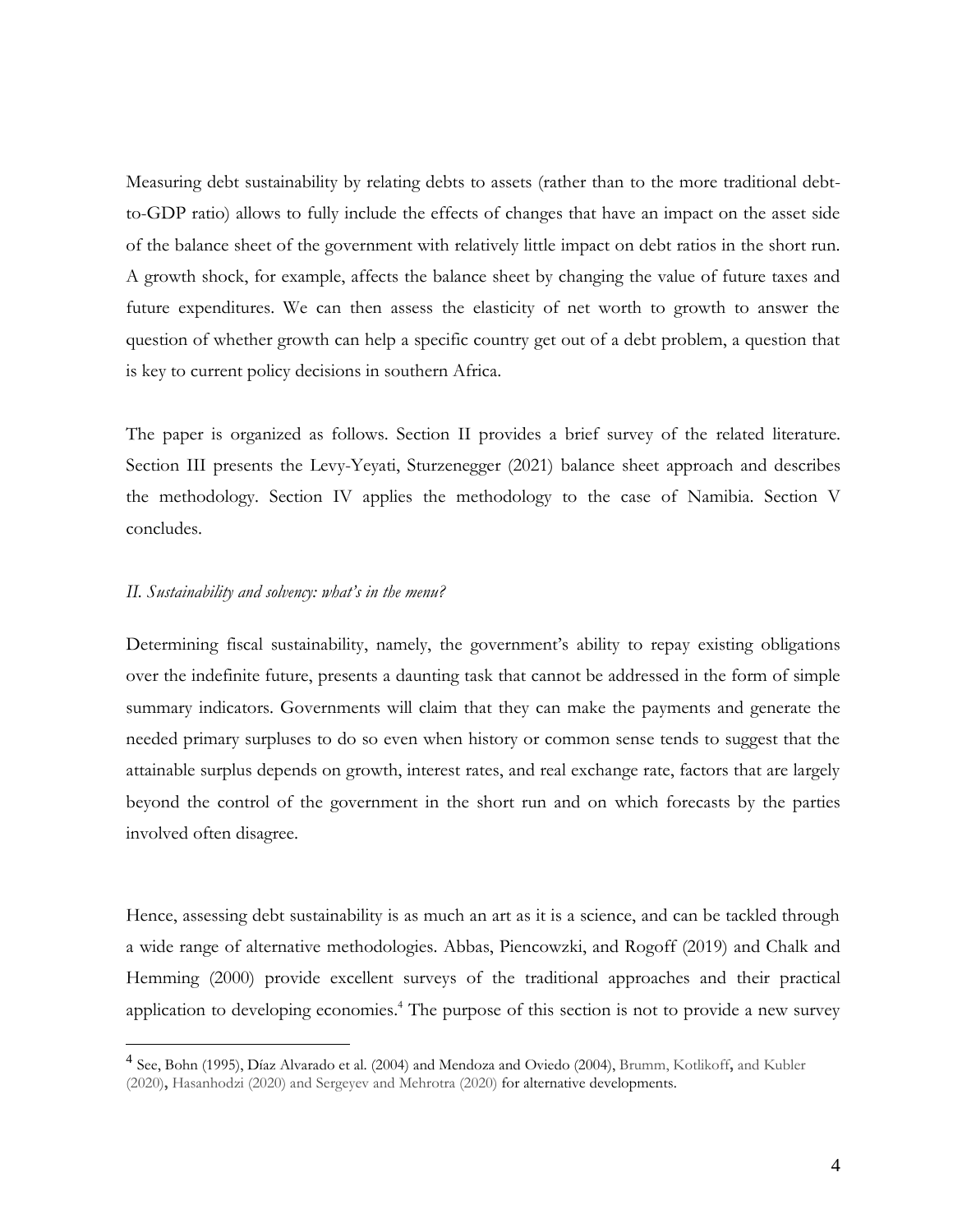Measuring debt sustainability by relating debts to assets (rather than to the more traditional debt-to-GDP ratio) allows to fully include the effects of changes that have an impact on the asset side of the balance sheet of the government with relatively little impact on debt ratios in the short run. A growth shock, for example, affects the balance sheet by changing the value of future taxes and future expenditures. We can then assess the elasticity of net worth to growth to answer the question of whether growth can help a specific country get out of a debt problem, a question that is key to current policy decisions in southern Africa.

The paper is organized as follows. Section II provides a brief survey of the related literature. Section III presents the Levy-Yeyati, Sturzenegger (2021) balance sheet approach and describes the methodology. Section IV applies the methodology to the case of Namibia. Section V concludes.

## *II. Sustainability and solvency: what's in the menu?*

Determining fiscal sustainability, namely, the government's ability to repay existing obligations over the indefinite future, presents a daunting task that cannot be addressed in the form of simple summary indicators. Governments will claim that they can make the payments and generate the needed primary surpluses to do so even when history or common sense tends to suggest that the attainable surplus depends on growth, interest rates, and real exchange rate, factors that are largely beyond the control of the government in the short run and on which forecasts by the parties involved often disagree.

Hence, assessing debt sustainability is as much an art as it is a science, and can be tackled through a wide range of alternative methodologies. Abbas, Piencowzki, and Rogoff (2019) and Chalk and Hemming (2000) provide excellent surveys of the traditional approaches and their practical application to developing economies.[4] The purpose of this section is not to provide a new survey

[4] See, Bohn (1995), Díaz Alvarado et al. (2004) and Mendoza and Oviedo (2004), Brumm, Kotlikoff, and Kubler (2020), Hasanhodzi (2020) and Sergeyev and Mehrotra (2020) for alternative developments.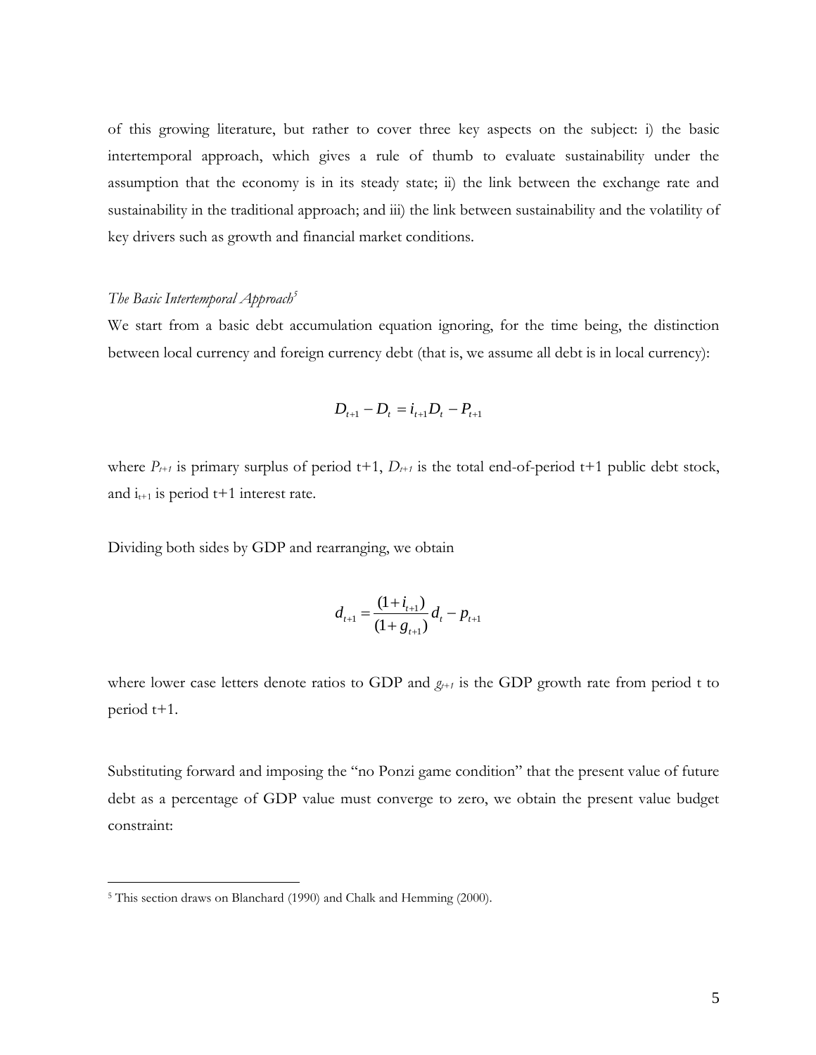of this growing literature, but rather to cover three key aspects on the subject: i) the basic intertemporal approach, which gives a rule of thumb to evaluate sustainability under the assumption that the economy is in its steady state; ii) the link between the exchange rate and sustainability in the traditional approach; and iii) the link between sustainability and the volatility of key drivers such as growth and financial market conditions.

*The Basic Intertemporal Approach*[5]

We start from a basic debt accumulation equation ignoring, for the time being, the distinction between local currency and foreign currency debt (that is, we assume all debt is in local currency):

$$D_{t+1} - D_t = i_{t+1} D_t - P_{t+1}$$

where $P_{t+1}$ is primary surplus of period t+1, $D_{t+1}$ is the total end-of-period t+1 public debt stock, and $i_{t+1}$ is period t+1 interest rate.

Dividing both sides by GDP and rearranging, we obtain

$$d_{t+1} = \frac{(1+i_{t+1})}{(1+g_{t+1})} d_t - p_{t+1}$$

where lower case letters denote ratios to GDP and $g_{t+1}$ is the GDP growth rate from period t to period t+1.

Substituting forward and imposing the "no Ponzi game condition" that the present value of future debt as a percentage of GDP value must converge to zero, we obtain the present value budget constraint:

[5] This section draws on Blanchard (1990) and Chalk and Hemming (2000).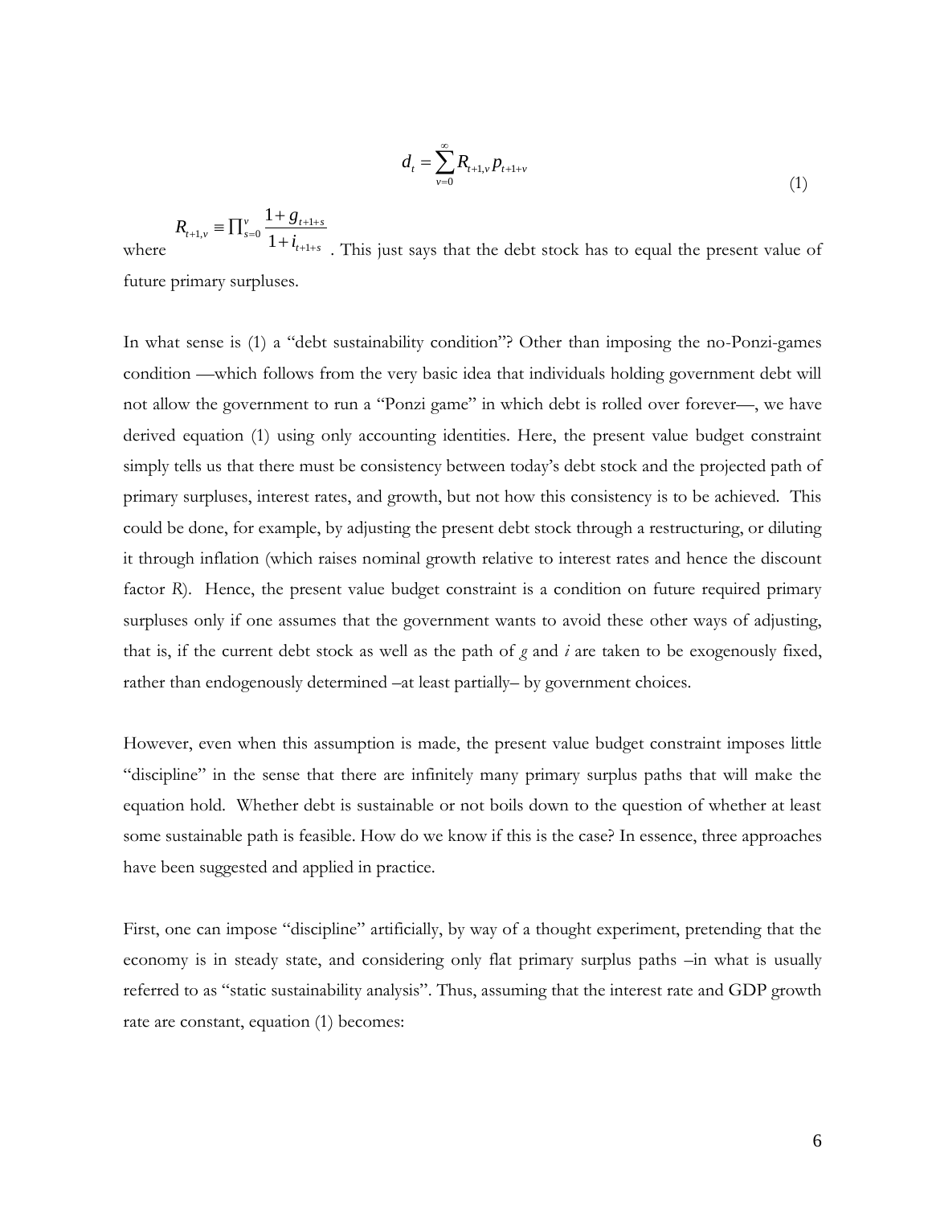$$d_t = \sum_{v=0}^{\infty} R_{t+1,v}\, p_{t+1+v} \tag{1}$$

where $R_{t+1,v} \equiv \prod_{s=0}^{v} \frac{1+g_{t+1+s}}{1+i_{t+1+s}}$. This just says that the debt stock has to equal the present value of future primary surpluses.

In what sense is (1) a "debt sustainability condition"? Other than imposing the no-Ponzi-games condition —which follows from the very basic idea that individuals holding government debt will not allow the government to run a "Ponzi game" in which debt is rolled over forever—, we have derived equation (1) using only accounting identities. Here, the present value budget constraint simply tells us that there must be consistency between today's debt stock and the projected path of primary surpluses, interest rates, and growth, but not how this consistency is to be achieved. This could be done, for example, by adjusting the present debt stock through a restructuring, or diluting it through inflation (which raises nominal growth relative to interest rates and hence the discount factor *R*). Hence, the present value budget constraint is a condition on future required primary surpluses only if one assumes that the government wants to avoid these other ways of adjusting, that is, if the current debt stock as well as the path of *g* and *i* are taken to be exogenously fixed, rather than endogenously determined –at least partially– by government choices.

However, even when this assumption is made, the present value budget constraint imposes little "discipline" in the sense that there are infinitely many primary surplus paths that will make the equation hold. Whether debt is sustainable or not boils down to the question of whether at least some sustainable path is feasible. How do we know if this is the case? In essence, three approaches have been suggested and applied in practice.

First, one can impose "discipline" artificially, by way of a thought experiment, pretending that the economy is in steady state, and considering only flat primary surplus paths –in what is usually referred to as "static sustainability analysis". Thus, assuming that the interest rate and GDP growth rate are constant, equation (1) becomes: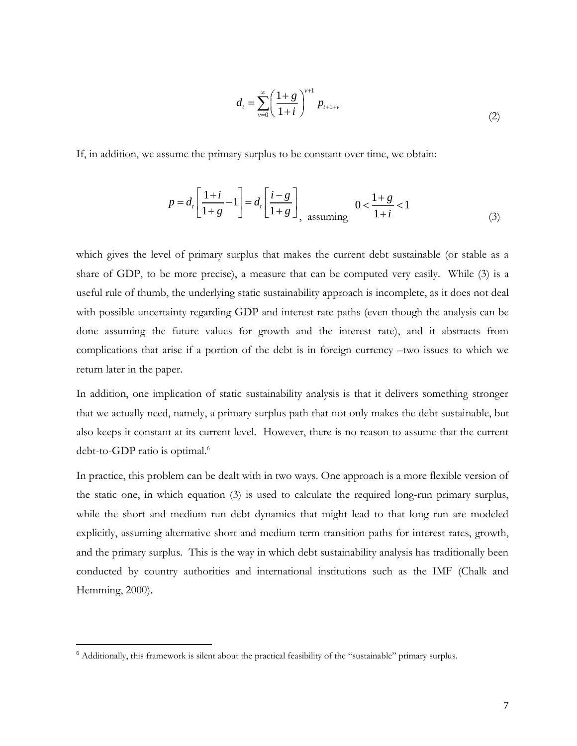$$d_t = \sum_{v=0}^{\infty} \left( \frac{1+g}{1+i} \right)^{v+1} p_{t+1+v} \tag{2}$$

If, in addition, we assume the primary surplus to be constant over time, we obtain:

$$p = d_t \left[ \frac{1+i}{1+g} - 1 \right] = d_t \left[ \frac{i-g}{1+g} \right], \text{ assuming } \quad 0 < \frac{1+g}{1+i} < 1 \tag{3}$$

which gives the level of primary surplus that makes the current debt sustainable (or stable as a share of GDP, to be more precise), a measure that can be computed very easily. While (3) is a useful rule of thumb, the underlying static sustainability approach is incomplete, as it does not deal with possible uncertainty regarding GDP and interest rate paths (even though the analysis can be done assuming the future values for growth and the interest rate), and it abstracts from complications that arise if a portion of the debt is in foreign currency –two issues to which we return later in the paper.

In addition, one implication of static sustainability analysis is that it delivers something stronger that we actually need, namely, a primary surplus path that not only makes the debt sustainable, but also keeps it constant at its current level. However, there is no reason to assume that the current debt-to-GDP ratio is optimal.[6]

In practice, this problem can be dealt with in two ways. One approach is a more flexible version of the static one, in which equation (3) is used to calculate the required long-run primary surplus, while the short and medium run debt dynamics that might lead to that long run are modeled explicitly, assuming alternative short and medium term transition paths for interest rates, growth, and the primary surplus. This is the way in which debt sustainability analysis has traditionally been conducted by country authorities and international institutions such as the IMF (Chalk and Hemming, 2000).

[6] Additionally, this framework is silent about the practical feasibility of the "sustainable" primary surplus.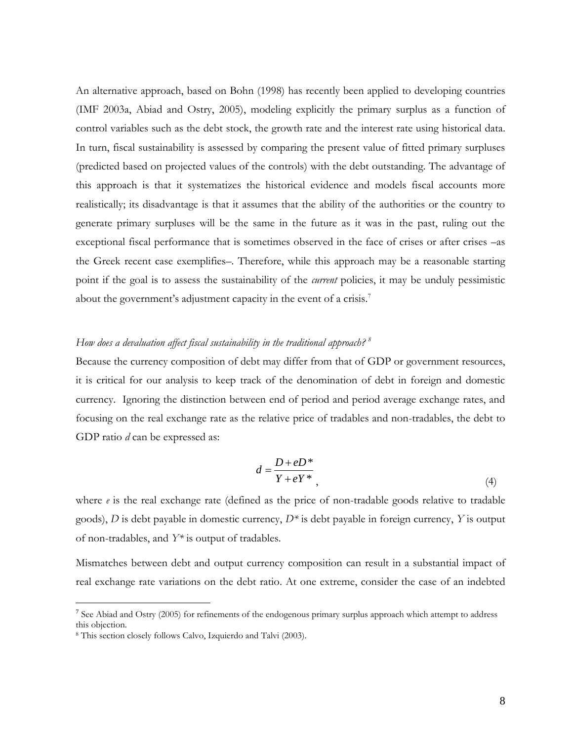An alternative approach, based on Bohn (1998) has recently been applied to developing countries (IMF 2003a, Abiad and Ostry, 2005), modeling explicitly the primary surplus as a function of control variables such as the debt stock, the growth rate and the interest rate using historical data. In turn, fiscal sustainability is assessed by comparing the present value of fitted primary surpluses (predicted based on projected values of the controls) with the debt outstanding. The advantage of this approach is that it systematizes the historical evidence and models fiscal accounts more realistically; its disadvantage is that it assumes that the ability of the authorities or the country to generate primary surpluses will be the same in the future as it was in the past, ruling out the exceptional fiscal performance that is sometimes observed in the face of crises or after crises –as the Greek recent case exemplifies–. Therefore, while this approach may be a reasonable starting point if the goal is to assess the sustainability of the *current* policies, it may be unduly pessimistic about the government's adjustment capacity in the event of a crisis.[7]

*How does a devaluation affect fiscal sustainability in the traditional approach?* [8]

Because the currency composition of debt may differ from that of GDP or government resources, it is critical for our analysis to keep track of the denomination of debt in foreign and domestic currency. Ignoring the distinction between end of period and period average exchange rates, and focusing on the real exchange rate as the relative price of tradables and non-tradables, the debt to GDP ratio $d$ can be expressed as:

$$d = \frac{D + eD^*}{Y + eY^*}, \tag{4}$$

where $e$ is the real exchange rate (defined as the price of non-tradable goods relative to tradable goods), $D$ is debt payable in domestic currency, $D^*$ is debt payable in foreign currency, $Y$ is output of non-tradables, and $Y^*$ is output of tradables.

Mismatches between debt and output currency composition can result in a substantial impact of real exchange rate variations on the debt ratio. At one extreme, consider the case of an indebted

[7] See Abiad and Ostry (2005) for refinements of the endogenous primary surplus approach which attempt to address this objection.

[8] This section closely follows Calvo, Izquierdo and Talvi (2003).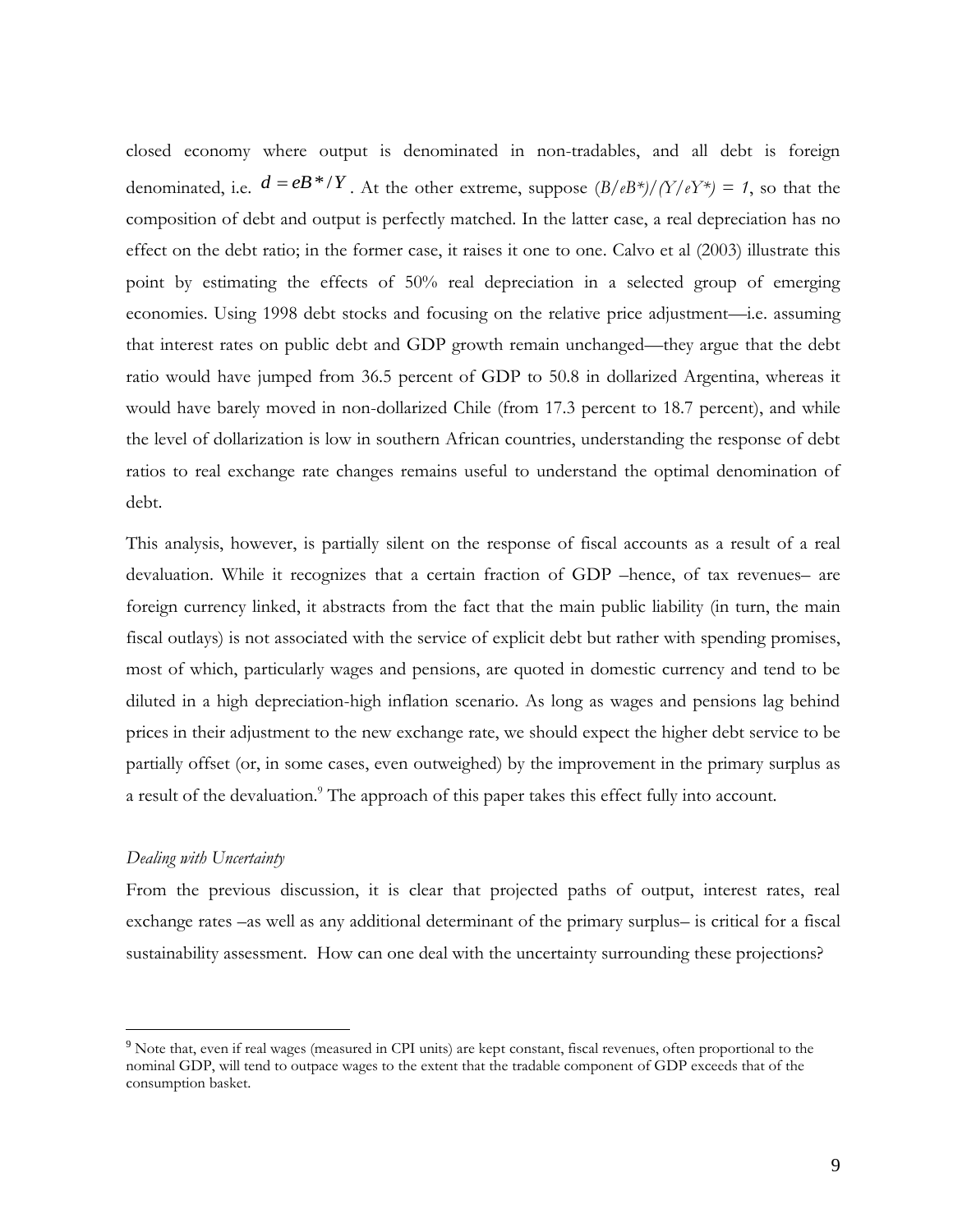closed economy where output is denominated in non-tradables, and all debt is foreign denominated, i.e. $d = eB^*/Y$. At the other extreme, suppose $(B/eB^*)/(Y/eY^*) = 1$, so that the composition of debt and output is perfectly matched. In the latter case, a real depreciation has no effect on the debt ratio; in the former case, it raises it one to one. Calvo et al (2003) illustrate this point by estimating the effects of 50% real depreciation in a selected group of emerging economies. Using 1998 debt stocks and focusing on the relative price adjustment—i.e. assuming that interest rates on public debt and GDP growth remain unchanged—they argue that the debt ratio would have jumped from 36.5 percent of GDP to 50.8 in dollarized Argentina, whereas it would have barely moved in non-dollarized Chile (from 17.3 percent to 18.7 percent), and while the level of dollarization is low in southern African countries, understanding the response of debt ratios to real exchange rate changes remains useful to understand the optimal denomination of debt.

This analysis, however, is partially silent on the response of fiscal accounts as a result of a real devaluation. While it recognizes that a certain fraction of GDP –hence, of tax revenues– are foreign currency linked, it abstracts from the fact that the main public liability (in turn, the main fiscal outlays) is not associated with the service of explicit debt but rather with spending promises, most of which, particularly wages and pensions, are quoted in domestic currency and tend to be diluted in a high depreciation-high inflation scenario. As long as wages and pensions lag behind prices in their adjustment to the new exchange rate, we should expect the higher debt service to be partially offset (or, in some cases, even outweighed) by the improvement in the primary surplus as a result of the devaluation.[9] The approach of this paper takes this effect fully into account.

*Dealing with Uncertainty*

From the previous discussion, it is clear that projected paths of output, interest rates, real exchange rates –as well as any additional determinant of the primary surplus– is critical for a fiscal sustainability assessment. How can one deal with the uncertainty surrounding these projections?

[9] Note that, even if real wages (measured in CPI units) are kept constant, fiscal revenues, often proportional to the nominal GDP, will tend to outpace wages to the extent that the tradable component of GDP exceeds that of the consumption basket.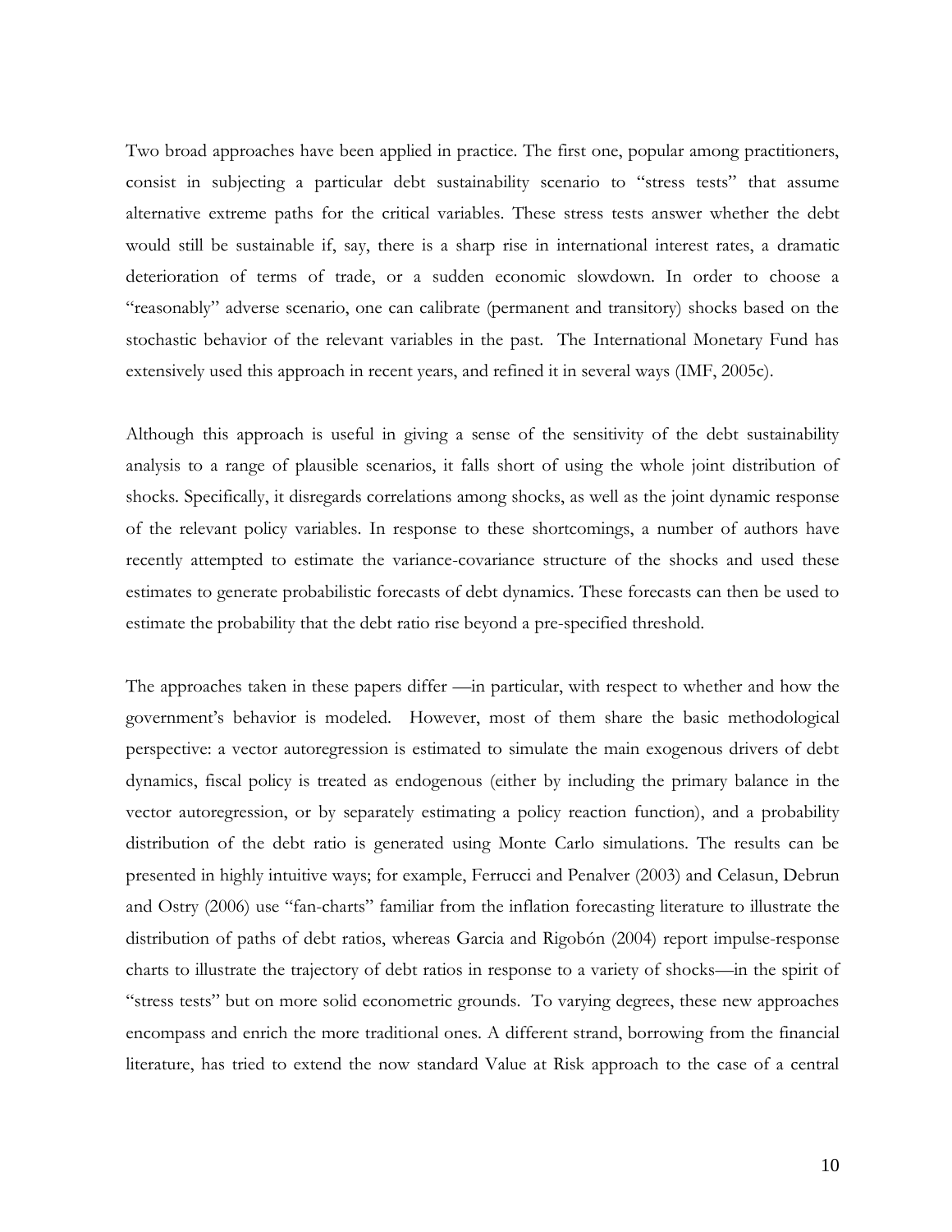Two broad approaches have been applied in practice. The first one, popular among practitioners, consist in subjecting a particular debt sustainability scenario to "stress tests" that assume alternative extreme paths for the critical variables. These stress tests answer whether the debt would still be sustainable if, say, there is a sharp rise in international interest rates, a dramatic deterioration of terms of trade, or a sudden economic slowdown. In order to choose a "reasonably" adverse scenario, one can calibrate (permanent and transitory) shocks based on the stochastic behavior of the relevant variables in the past. The International Monetary Fund has extensively used this approach in recent years, and refined it in several ways (IMF, 2005c).

Although this approach is useful in giving a sense of the sensitivity of the debt sustainability analysis to a range of plausible scenarios, it falls short of using the whole joint distribution of shocks. Specifically, it disregards correlations among shocks, as well as the joint dynamic response of the relevant policy variables. In response to these shortcomings, a number of authors have recently attempted to estimate the variance-covariance structure of the shocks and used these estimates to generate probabilistic forecasts of debt dynamics. These forecasts can then be used to estimate the probability that the debt ratio rise beyond a pre-specified threshold.

The approaches taken in these papers differ —in particular, with respect to whether and how the government's behavior is modeled. However, most of them share the basic methodological perspective: a vector autoregression is estimated to simulate the main exogenous drivers of debt dynamics, fiscal policy is treated as endogenous (either by including the primary balance in the vector autoregression, or by separately estimating a policy reaction function), and a probability distribution of the debt ratio is generated using Monte Carlo simulations. The results can be presented in highly intuitive ways; for example, Ferrucci and Penalver (2003) and Celasun, Debrun and Ostry (2006) use "fan-charts" familiar from the inflation forecasting literature to illustrate the distribution of paths of debt ratios, whereas Garcia and Rigobón (2004) report impulse-response charts to illustrate the trajectory of debt ratios in response to a variety of shocks—in the spirit of "stress tests" but on more solid econometric grounds. To varying degrees, these new approaches encompass and enrich the more traditional ones. A different strand, borrowing from the financial literature, has tried to extend the now standard Value at Risk approach to the case of a central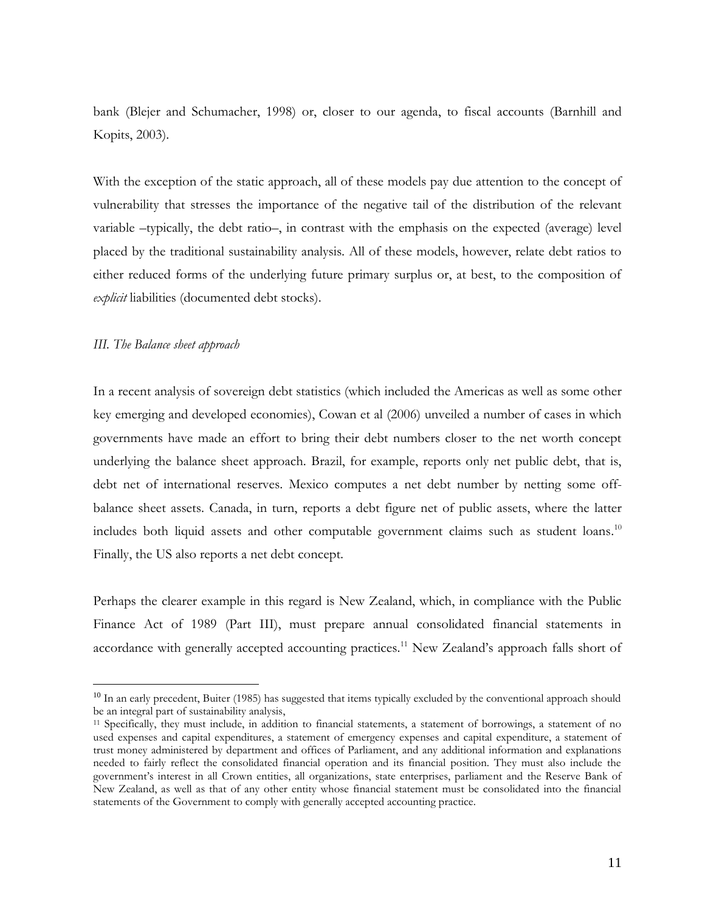bank (Blejer and Schumacher, 1998) or, closer to our agenda, to fiscal accounts (Barnhill and Kopits, 2003).

With the exception of the static approach, all of these models pay due attention to the concept of vulnerability that stresses the importance of the negative tail of the distribution of the relevant variable –typically, the debt ratio–, in contrast with the emphasis on the expected (average) level placed by the traditional sustainability analysis. All of these models, however, relate debt ratios to either reduced forms of the underlying future primary surplus or, at best, to the composition of *explicit* liabilities (documented debt stocks).

### *III. The Balance sheet approach*

In a recent analysis of sovereign debt statistics (which included the Americas as well as some other key emerging and developed economies), Cowan et al (2006) unveiled a number of cases in which governments have made an effort to bring their debt numbers closer to the net worth concept underlying the balance sheet approach. Brazil, for example, reports only net public debt, that is, debt net of international reserves. Mexico computes a net debt number by netting some off-balance sheet assets. Canada, in turn, reports a debt figure net of public assets, where the latter includes both liquid assets and other computable government claims such as student loans.[10] Finally, the US also reports a net debt concept.

Perhaps the clearer example in this regard is New Zealand, which, in compliance with the Public Finance Act of 1989 (Part III), must prepare annual consolidated financial statements in accordance with generally accepted accounting practices.[11] New Zealand's approach falls short of

---

[10] In an early precedent, Buiter (1985) has suggested that items typically excluded by the conventional approach should be an integral part of sustainability analysis,

[11] Specifically, they must include, in addition to financial statements, a statement of borrowings, a statement of no used expenses and capital expenditures, a statement of emergency expenses and capital expenditure, a statement of trust money administered by department and offices of Parliament, and any additional information and explanations needed to fairly reflect the consolidated financial operation and its financial position. They must also include the government's interest in all Crown entities, all organizations, state enterprises, parliament and the Reserve Bank of New Zealand, as well as that of any other entity whose financial statement must be consolidated into the financial statements of the Government to comply with generally accepted accounting practice.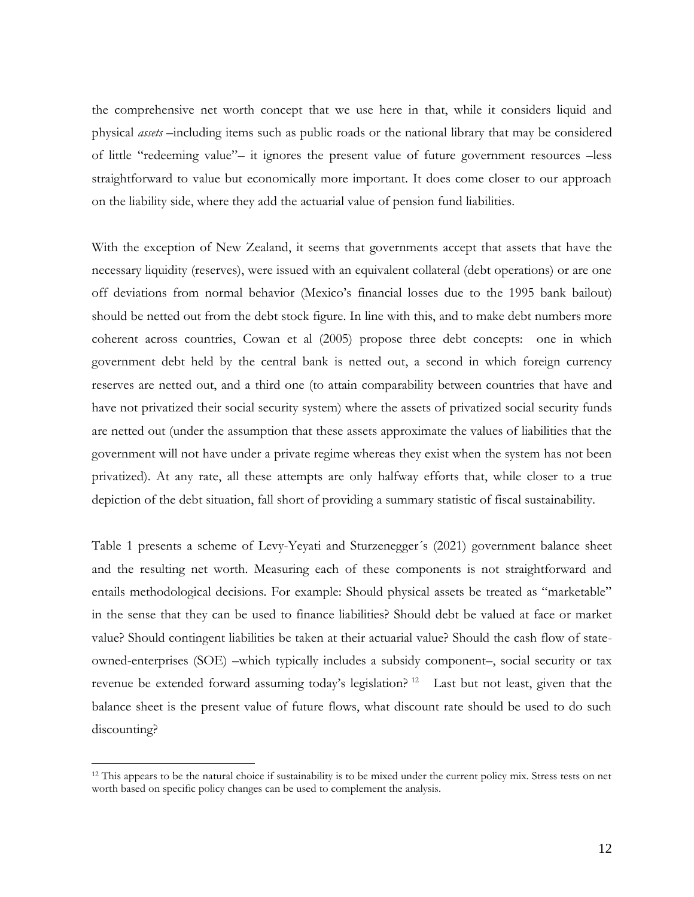the comprehensive net worth concept that we use here in that, while it considers liquid and physical *assets* –including items such as public roads or the national library that may be considered of little "redeeming value"– it ignores the present value of future government resources –less straightforward to value but economically more important. It does come closer to our approach on the liability side, where they add the actuarial value of pension fund liabilities.

With the exception of New Zealand, it seems that governments accept that assets that have the necessary liquidity (reserves), were issued with an equivalent collateral (debt operations) or are one off deviations from normal behavior (Mexico's financial losses due to the 1995 bank bailout) should be netted out from the debt stock figure. In line with this, and to make debt numbers more coherent across countries, Cowan et al (2005) propose three debt concepts: one in which government debt held by the central bank is netted out, a second in which foreign currency reserves are netted out, and a third one (to attain comparability between countries that have and have not privatized their social security system) where the assets of privatized social security funds are netted out (under the assumption that these assets approximate the values of liabilities that the government will not have under a private regime whereas they exist when the system has not been privatized). At any rate, all these attempts are only halfway efforts that, while closer to a true depiction of the debt situation, fall short of providing a summary statistic of fiscal sustainability.

Table 1 presents a scheme of Levy-Yeyati and Sturzenegger´s (2021) government balance sheet and the resulting net worth. Measuring each of these components is not straightforward and entails methodological decisions. For example: Should physical assets be treated as "marketable" in the sense that they can be used to finance liabilities? Should debt be valued at face or market value? Should contingent liabilities be taken at their actuarial value? Should the cash flow of state-owned-enterprises (SOE) –which typically includes a subsidy component–, social security or tax revenue be extended forward assuming today's legislation? [12] Last but not least, given that the balance sheet is the present value of future flows, what discount rate should be used to do such discounting?

[12] This appears to be the natural choice if sustainability is to be mixed under the current policy mix. Stress tests on net worth based on specific policy changes can be used to complement the analysis.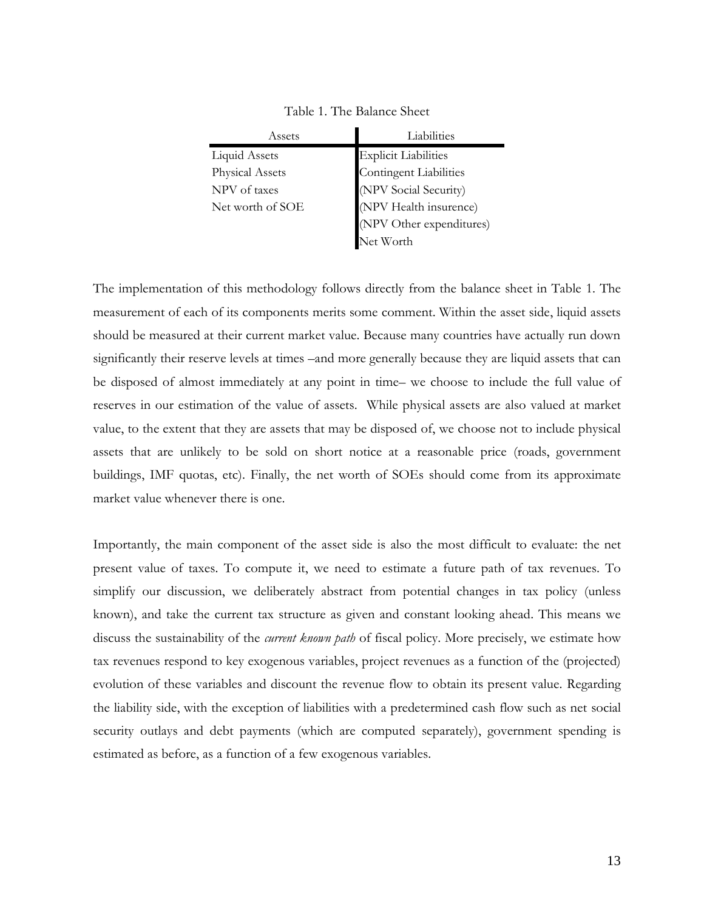Table 1. The Balance Sheet

| Assets | Liabilities |
| --- | --- |
| Liquid Assets | Explicit Liabilities |
| Physical Assets | Contingent Liabilities |
| NPV of taxes | (NPV Social Security) |
| Net worth of SOE | (NPV Health insurence) |
| | (NPV Other expenditures) |
| | Net Worth |

The implementation of this methodology follows directly from the balance sheet in Table 1. The measurement of each of its components merits some comment. Within the asset side, liquid assets should be measured at their current market value. Because many countries have actually run down significantly their reserve levels at times –and more generally because they are liquid assets that can be disposed of almost immediately at any point in time– we choose to include the full value of reserves in our estimation of the value of assets. While physical assets are also valued at market value, to the extent that they are assets that may be disposed of, we choose not to include physical assets that are unlikely to be sold on short notice at a reasonable price (roads, government buildings, IMF quotas, etc). Finally, the net worth of SOEs should come from its approximate market value whenever there is one.

Importantly, the main component of the asset side is also the most difficult to evaluate: the net present value of taxes. To compute it, we need to estimate a future path of tax revenues. To simplify our discussion, we deliberately abstract from potential changes in tax policy (unless known), and take the current tax structure as given and constant looking ahead. This means we discuss the sustainability of the *current known path* of fiscal policy. More precisely, we estimate how tax revenues respond to key exogenous variables, project revenues as a function of the (projected) evolution of these variables and discount the revenue flow to obtain its present value. Regarding the liability side, with the exception of liabilities with a predetermined cash flow such as net social security outlays and debt payments (which are computed separately), government spending is estimated as before, as a function of a few exogenous variables.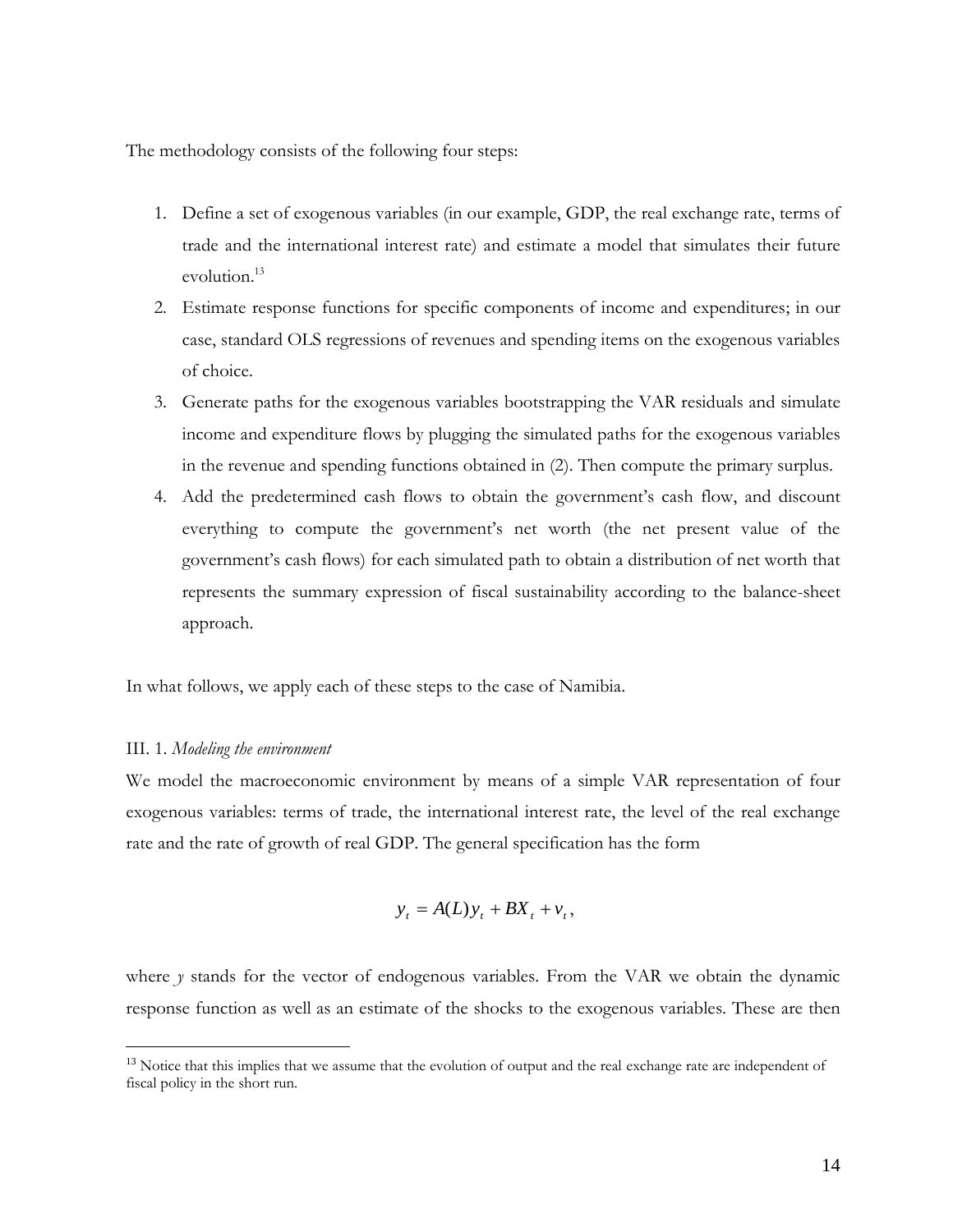The methodology consists of the following four steps:

1. Define a set of exogenous variables (in our example, GDP, the real exchange rate, terms of trade and the international interest rate) and estimate a model that simulates their future evolution.[13]
2. Estimate response functions for specific components of income and expenditures; in our case, standard OLS regressions of revenues and spending items on the exogenous variables of choice.
3. Generate paths for the exogenous variables bootstrapping the VAR residuals and simulate income and expenditure flows by plugging the simulated paths for the exogenous variables in the revenue and spending functions obtained in (2). Then compute the primary surplus.
4. Add the predetermined cash flows to obtain the government's cash flow, and discount everything to compute the government's net worth (the net present value of the government's cash flows) for each simulated path to obtain a distribution of net worth that represents the summary expression of fiscal sustainability according to the balance-sheet approach.

In what follows, we apply each of these steps to the case of Namibia.

III. 1. *Modeling the environment*

We model the macroeconomic environment by means of a simple VAR representation of four exogenous variables: terms of trade, the international interest rate, the level of the real exchange rate and the rate of growth of real GDP. The general specification has the form

$$y_t = A(L)y_t + BX_t + v_t,$$

where $y$ stands for the vector of endogenous variables. From the VAR we obtain the dynamic response function as well as an estimate of the shocks to the exogenous variables. These are then

[13] Notice that this implies that we assume that the evolution of output and the real exchange rate are independent of fiscal policy in the short run.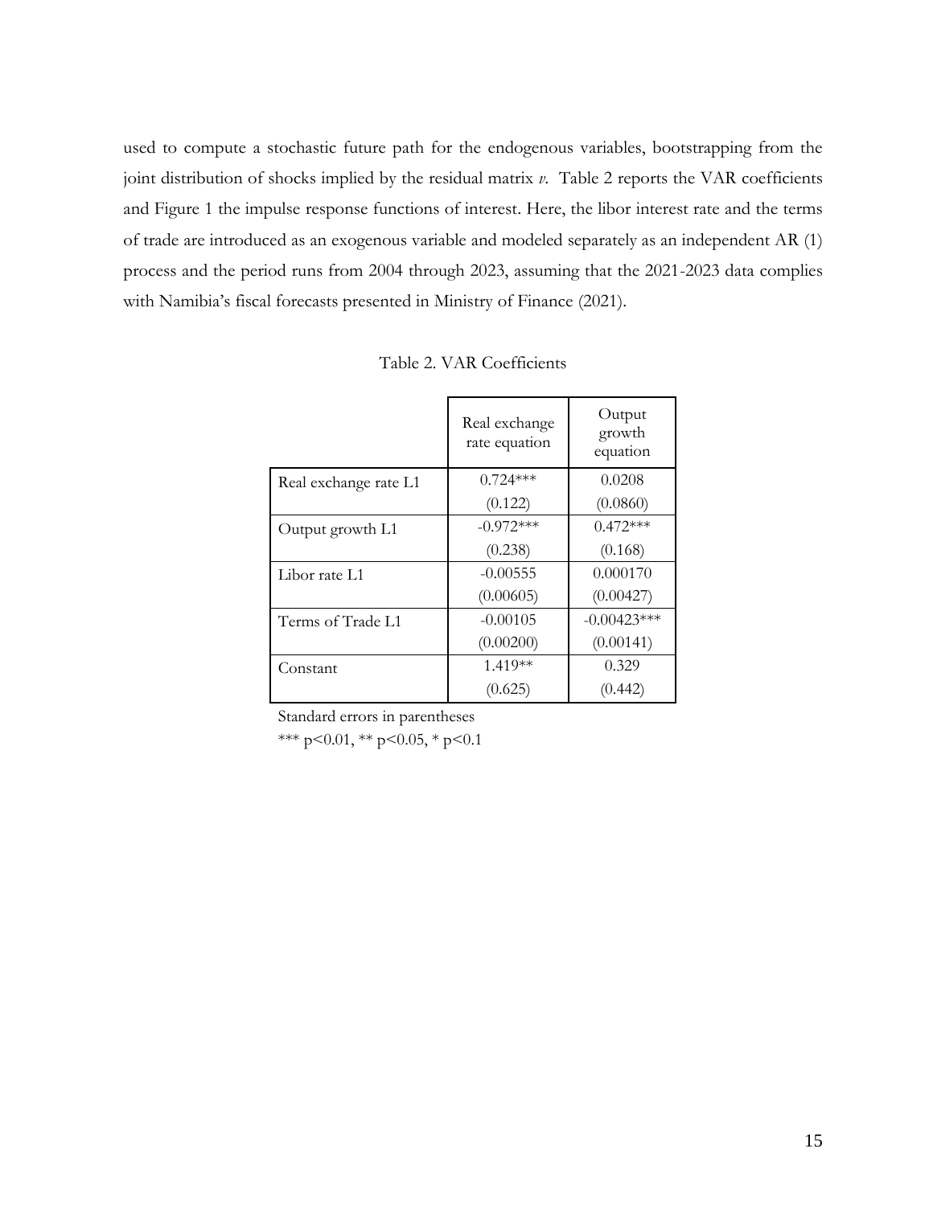used to compute a stochastic future path for the endogenous variables, bootstrapping from the joint distribution of shocks implied by the residual matrix *v*. Table 2 reports the VAR coefficients and Figure 1 the impulse response functions of interest. Here, the libor interest rate and the terms of trade are introduced as an exogenous variable and modeled separately as an independent AR (1) process and the period runs from 2004 through 2023, assuming that the 2021-2023 data complies with Namibia's fiscal forecasts presented in Ministry of Finance (2021).

Table 2. VAR Coefficients

| | Real exchange rate equation | Output growth equation |
|---|---|---|
| Real exchange rate L1 | 0.724*** | 0.0208 |
| | (0.122) | (0.0860) |
| Output growth L1 | -0.972*** | 0.472*** |
| | (0.238) | (0.168) |
| Libor rate L1 | -0.00555 | 0.000170 |
| | (0.00605) | (0.00427) |
| Terms of Trade L1 | -0.00105 | -0.00423*** |
| | (0.00200) | (0.00141) |
| Constant | 1.419** | 0.329 |
| | (0.625) | (0.442) |

Standard errors in parentheses

*** p<0.01, ** p<0.05, * p<0.1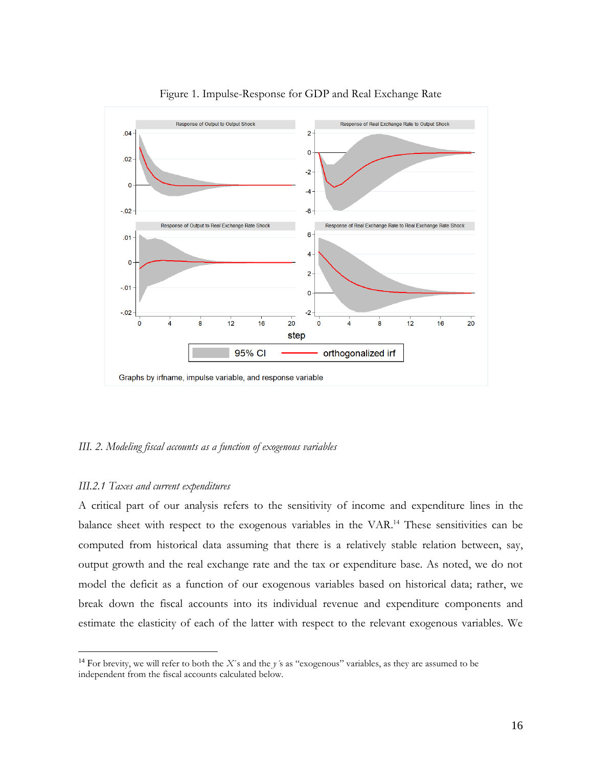Figure 1. Impulse-Response for GDP and Real Exchange Rate

### III. 2. *Modeling fiscal accounts as a function of exogenous variables*

#### *III.2.1 Taxes and current expenditures*

A critical part of our analysis refers to the sensitivity of income and expenditure lines in the balance sheet with respect to the exogenous variables in the VAR.[14] These sensitivities can be computed from historical data assuming that there is a relatively stable relation between, say, output growth and the real exchange rate and the tax or expenditure base. As noted, we do not model the deficit as a function of our exogenous variables based on historical data; rather, we break down the fiscal accounts into its individual revenue and expenditure components and estimate the elasticity of each of the latter with respect to the relevant exogenous variables. We

[14] For brevity, we will refer to both the $X$'s and the $y$'s as "exogenous" variables, as they are assumed to be independent from the fiscal accounts calculated below.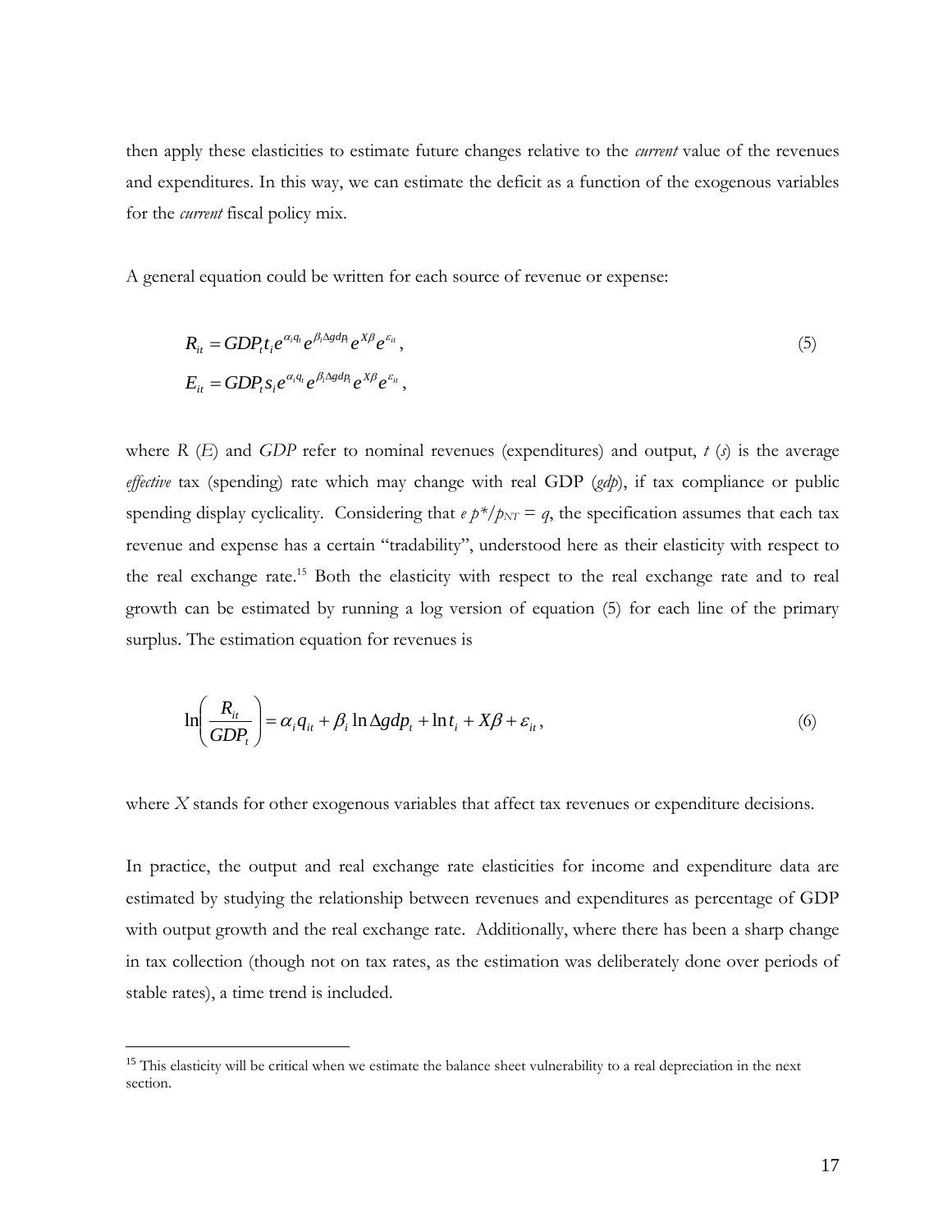then apply these elasticities to estimate future changes relative to the *current* value of the revenues and expenditures. In this way, we can estimate the deficit as a function of the exogenous variables for the *current* fiscal policy mix.

A general equation could be written for each source of revenue or expense:

$$R_{it} = GDP_t t_i e^{\alpha_i q_t} e^{\beta_i \Delta gdp_t} e^{X\beta} e^{\varepsilon_{it}},$$
$$E_{it} = GDP_t s_i e^{\alpha_i q_t} e^{\beta_i \Delta gdp_t} e^{X\beta} e^{\varepsilon_{it}}, \tag{5}$$

where $R$ ($E$) and $GDP$ refer to nominal revenues (expenditures) and output, $t$ ($s$) is the average *effective* tax (spending) rate which may change with real GDP (*gdp*), if tax compliance or public spending display cyclicality. Considering that $e\,p^*/p_{NT} = q$, the specification assumes that each tax revenue and expense has a certain "tradability", understood here as their elasticity with respect to the real exchange rate.[15] Both the elasticity with respect to the real exchange rate and to real growth can be estimated by running a log version of equation (5) for each line of the primary surplus. The estimation equation for revenues is

$$\ln\left(\frac{R_{it}}{GDP_t}\right) = \alpha_i q_{it} + \beta_i \ln \Delta gdp_t + \ln t_i + X\beta + \varepsilon_{it}, \tag{6}$$

where $X$ stands for other exogenous variables that affect tax revenues or expenditure decisions.

In practice, the output and real exchange rate elasticities for income and expenditure data are estimated by studying the relationship between revenues and expenditures as percentage of GDP with output growth and the real exchange rate. Additionally, where there has been a sharp change in tax collection (though not on tax rates, as the estimation was deliberately done over periods of stable rates), a time trend is included.

[15] This elasticity will be critical when we estimate the balance sheet vulnerability to a real depreciation in the next section.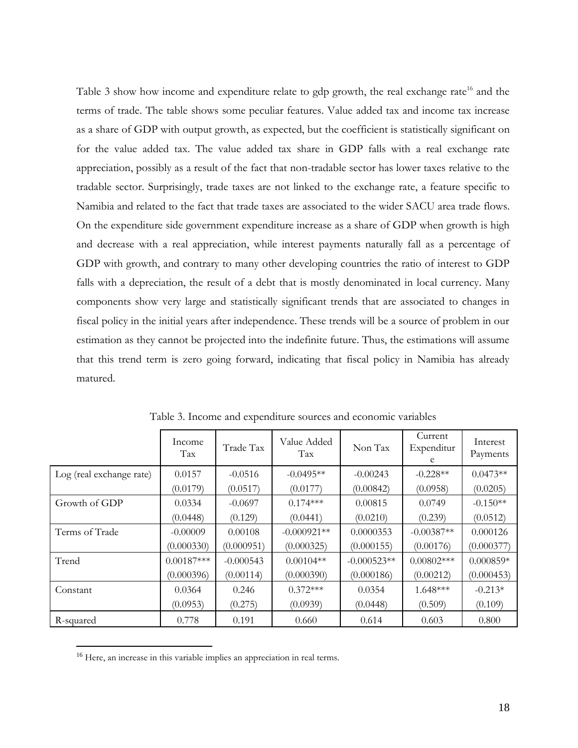Table 3 show how income and expenditure relate to gdp growth, the real exchange rate[16] and the terms of trade. The table shows some peculiar features. Value added tax and income tax increase as a share of GDP with output growth, as expected, but the coefficient is statistically significant on for the value added tax. The value added tax share in GDP falls with a real exchange rate appreciation, possibly as a result of the fact that non-tradable sector has lower taxes relative to the tradable sector. Surprisingly, trade taxes are not linked to the exchange rate, a feature specific to Namibia and related to the fact that trade taxes are associated to the wider SACU area trade flows. On the expenditure side government expenditure increase as a share of GDP when growth is high and decrease with a real appreciation, while interest payments naturally fall as a percentage of GDP with growth, and contrary to many other developing countries the ratio of interest to GDP falls with a depreciation, the result of a debt that is mostly denominated in local currency. Many components show very large and statistically significant trends that are associated to changes in fiscal policy in the initial years after independence. These trends will be a source of problem in our estimation as they cannot be projected into the indefinite future. Thus, the estimations will assume that this trend term is zero going forward, indicating that fiscal policy in Namibia has already matured.

Table 3. Income and expenditure sources and economic variables

| | Income Tax | Trade Tax | Value Added Tax | Non Tax | Current Expenditure | Interest Payments |
|---|---|---|---|---|---|---|
| Log (real exchange rate) | 0.0157 | -0.0516 | -0.0495** | -0.00243 | -0.228** | 0.0473** |
| | (0.0179) | (0.0517) | (0.0177) | (0.00842) | (0.0958) | (0.0205) |
| Growth of GDP | 0.0334 | -0.0697 | 0.174*** | 0.00815 | 0.0749 | -0.150** |
| | (0.0448) | (0.129) | (0.0441) | (0.0210) | (0.239) | (0.0512) |
| Terms of Trade | -0.00009 | 0.00108 | -0.000921** | 0.0000353 | -0.00387** | 0.000126 |
| | (0.000330) | (0.000951) | (0.000325) | (0.000155) | (0.00176) | (0.000377) |
| Trend | 0.00187*** | -0.000543 | 0.00104** | -0.000523** | 0.00802*** | 0.000859* |
| | (0.000396) | (0.00114) | (0.000390) | (0.000186) | (0.00212) | (0.000453) |
| Constant | 0.0364 | 0.246 | 0.372*** | 0.0354 | 1.648*** | -0.213* |
| | (0.0953) | (0.275) | (0.0939) | (0.0448) | (0.509) | (0.109) |
| R-squared | 0.778 | 0.191 | 0.660 | 0.614 | 0.603 | 0.800 |

[16] Here, an increase in this variable implies an appreciation in real terms.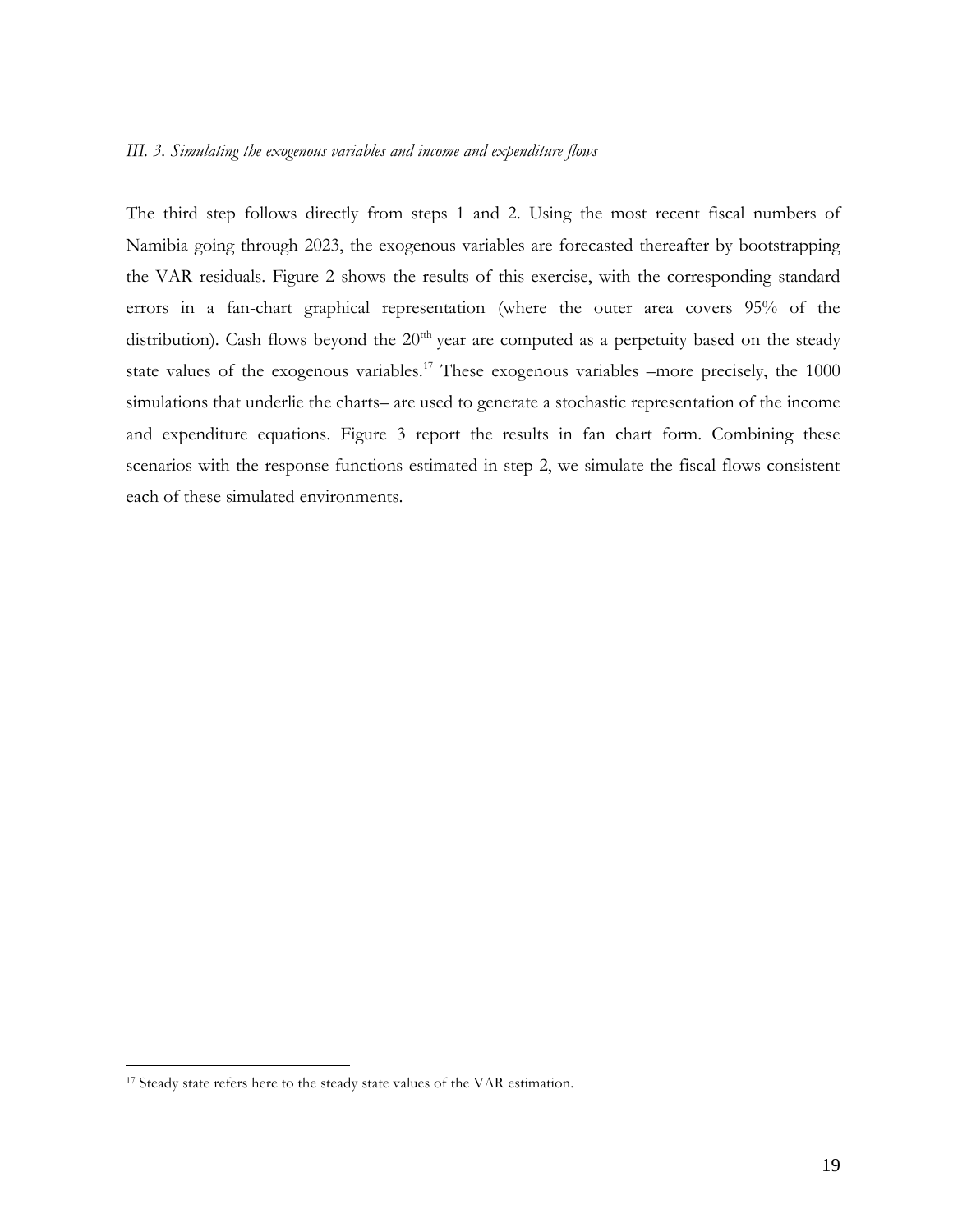*III. 3. Simulating the exogenous variables and income and expenditure flows*

The third step follows directly from steps 1 and 2. Using the most recent fiscal numbers of Namibia going through 2023, the exogenous variables are forecasted thereafter by bootstrapping the VAR residuals. Figure 2 shows the results of this exercise, with the corresponding standard errors in a fan-chart graphical representation (where the outer area covers 95% of the distribution). Cash flows beyond the 20[tth] year are computed as a perpetuity based on the steady state values of the exogenous variables.[17] These exogenous variables –more precisely, the 1000 simulations that underlie the charts– are used to generate a stochastic representation of the income and expenditure equations. Figure 3 report the results in fan chart form. Combining these scenarios with the response functions estimated in step 2, we simulate the fiscal flows consistent each of these simulated environments.

---

[17] Steady state refers here to the steady state values of the VAR estimation.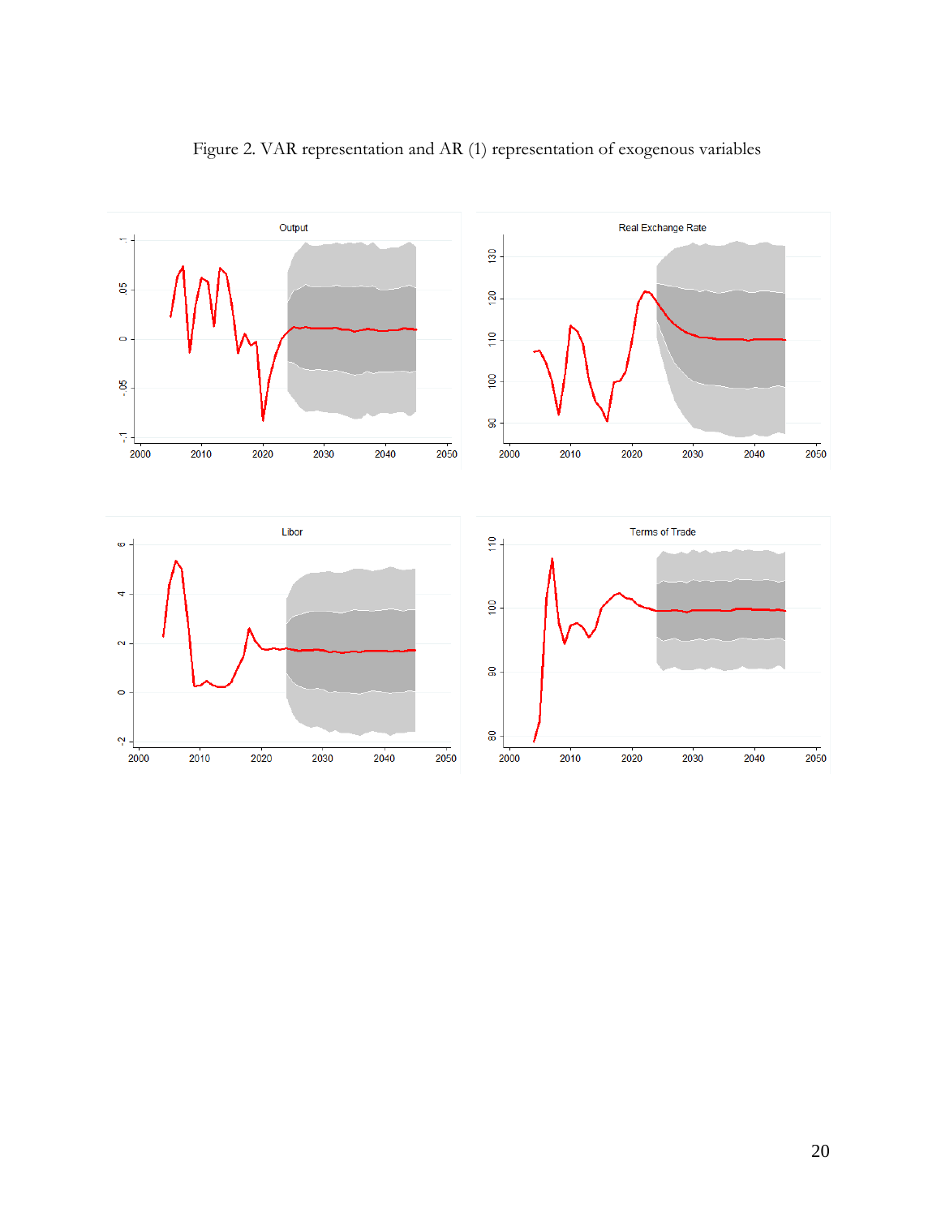Figure 2. VAR representation and AR (1) representation of exogenous variables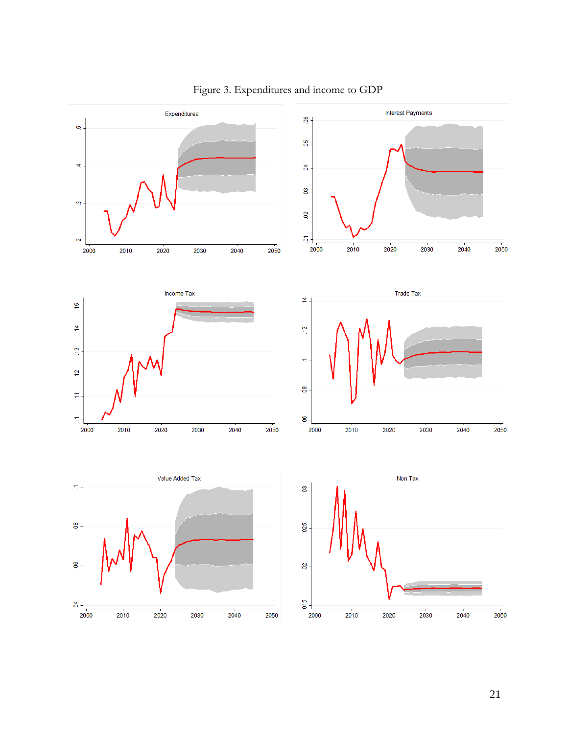Figure 3. Expenditures and income to GDP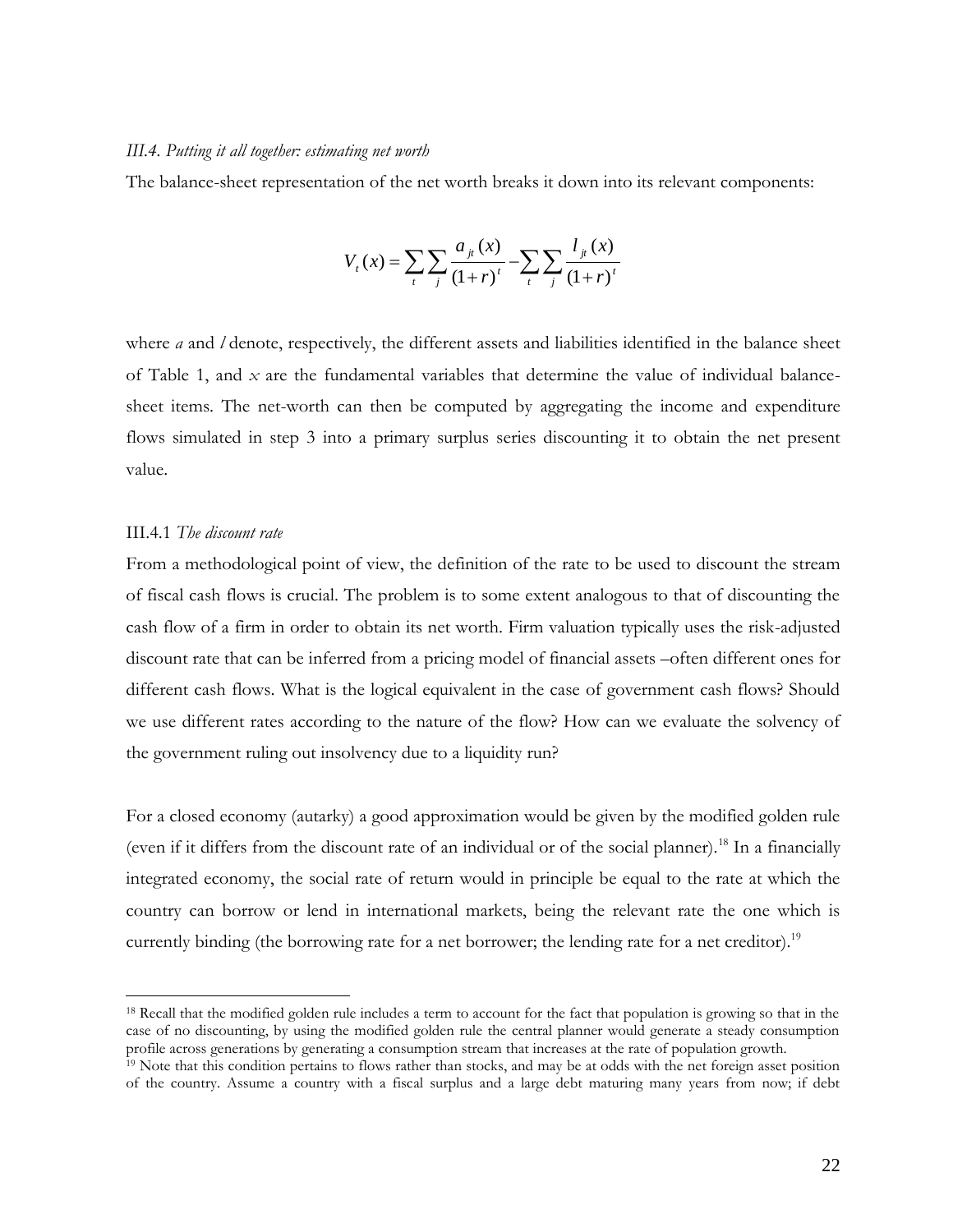*III.4. Putting it all together: estimating net worth*

The balance-sheet representation of the net worth breaks it down into its relevant components:

$$V_t(x) = \sum_t \sum_j \frac{a_{jt}(x)}{(1+r)^t} - \sum_t \sum_j \frac{l_{jt}(x)}{(1+r)^t}$$

where $a$ and $l$ denote, respectively, the different assets and liabilities identified in the balance sheet of Table 1, and $x$ are the fundamental variables that determine the value of individual balance-sheet items. The net-worth can then be computed by aggregating the income and expenditure flows simulated in step 3 into a primary surplus series discounting it to obtain the net present value.

III.4.1 *The discount rate*

From a methodological point of view, the definition of the rate to be used to discount the stream of fiscal cash flows is crucial. The problem is to some extent analogous to that of discounting the cash flow of a firm in order to obtain its net worth. Firm valuation typically uses the risk-adjusted discount rate that can be inferred from a pricing model of financial assets –often different ones for different cash flows. What is the logical equivalent in the case of government cash flows? Should we use different rates according to the nature of the flow? How can we evaluate the solvency of the government ruling out insolvency due to a liquidity run?

For a closed economy (autarky) a good approximation would be given by the modified golden rule (even if it differs from the discount rate of an individual or of the social planner).[18] In a financially integrated economy, the social rate of return would in principle be equal to the rate at which the country can borrow or lend in international markets, being the relevant rate the one which is currently binding (the borrowing rate for a net borrower; the lending rate for a net creditor).[19]

[18] Recall that the modified golden rule includes a term to account for the fact that population is growing so that in the case of no discounting, by using the modified golden rule the central planner would generate a steady consumption profile across generations by generating a consumption stream that increases at the rate of population growth.

[19] Note that this condition pertains to flows rather than stocks, and may be at odds with the net foreign asset position of the country. Assume a country with a fiscal surplus and a large debt maturing many years from now; if debt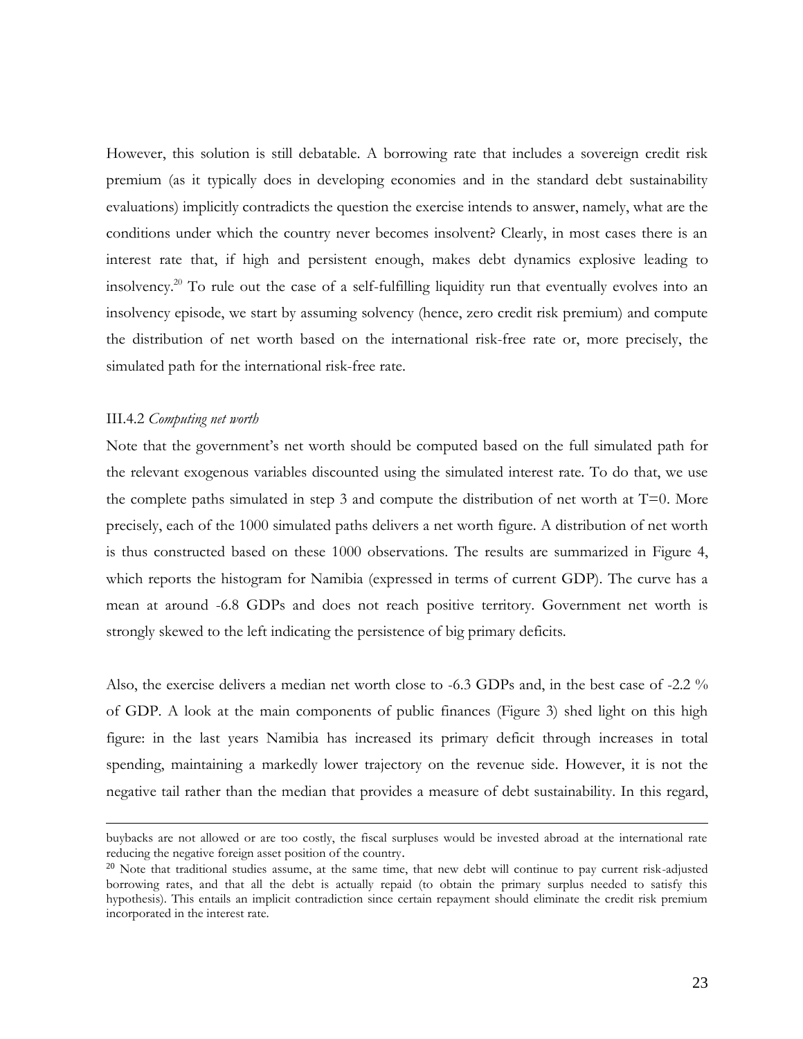However, this solution is still debatable. A borrowing rate that includes a sovereign credit risk premium (as it typically does in developing economies and in the standard debt sustainability evaluations) implicitly contradicts the question the exercise intends to answer, namely, what are the conditions under which the country never becomes insolvent? Clearly, in most cases there is an interest rate that, if high and persistent enough, makes debt dynamics explosive leading to insolvency.[20] To rule out the case of a self-fulfilling liquidity run that eventually evolves into an insolvency episode, we start by assuming solvency (hence, zero credit risk premium) and compute the distribution of net worth based on the international risk-free rate or, more precisely, the simulated path for the international risk-free rate.

### III.4.2 *Computing net worth*

Note that the government's net worth should be computed based on the full simulated path for the relevant exogenous variables discounted using the simulated interest rate. To do that, we use the complete paths simulated in step 3 and compute the distribution of net worth at T=0. More precisely, each of the 1000 simulated paths delivers a net worth figure. A distribution of net worth is thus constructed based on these 1000 observations. The results are summarized in Figure 4, which reports the histogram for Namibia (expressed in terms of current GDP). The curve has a mean at around -6.8 GDPs and does not reach positive territory. Government net worth is strongly skewed to the left indicating the persistence of big primary deficits.

Also, the exercise delivers a median net worth close to -6.3 GDPs and, in the best case of -2.2 % of GDP. A look at the main components of public finances (Figure 3) shed light on this high figure: in the last years Namibia has increased its primary deficit through increases in total spending, maintaining a markedly lower trajectory on the revenue side. However, it is not the negative tail rather than the median that provides a measure of debt sustainability. In this regard,

---

buybacks are not allowed or are too costly, the fiscal surpluses would be invested abroad at the international rate reducing the negative foreign asset position of the country.

[20] Note that traditional studies assume, at the same time, that new debt will continue to pay current risk-adjusted borrowing rates, and that all the debt is actually repaid (to obtain the primary surplus needed to satisfy this hypothesis). This entails an implicit contradiction since certain repayment should eliminate the credit risk premium incorporated in the interest rate.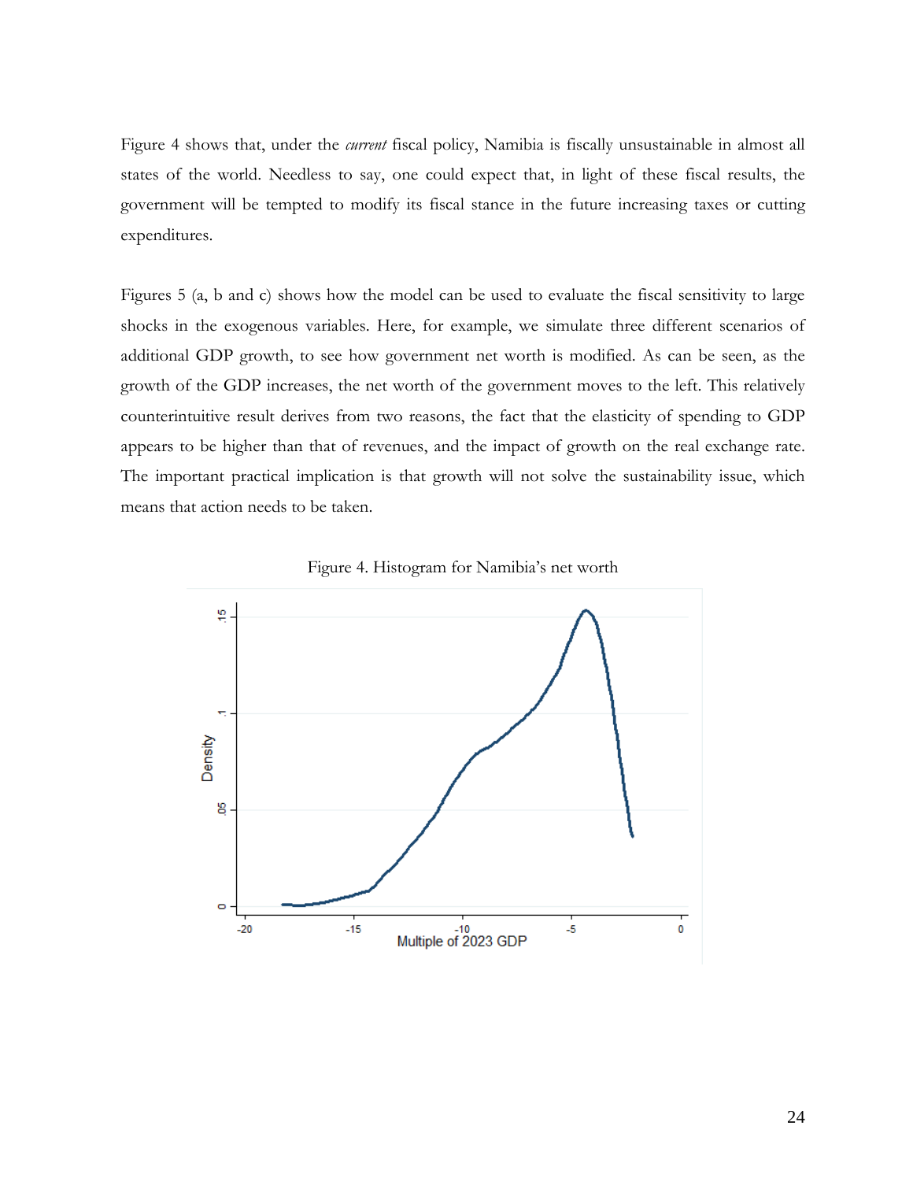Figure 4 shows that, under the *current* fiscal policy, Namibia is fiscally unsustainable in almost all states of the world. Needless to say, one could expect that, in light of these fiscal results, the government will be tempted to modify its fiscal stance in the future increasing taxes or cutting expenditures.

Figures 5 (a, b and c) shows how the model can be used to evaluate the fiscal sensitivity to large shocks in the exogenous variables. Here, for example, we simulate three different scenarios of additional GDP growth, to see how government net worth is modified. As can be seen, as the growth of the GDP increases, the net worth of the government moves to the left. This relatively counterintuitive result derives from two reasons, the fact that the elasticity of spending to GDP appears to be higher than that of revenues, and the impact of growth on the real exchange rate. The important practical implication is that growth will not solve the sustainability issue, which means that action needs to be taken.

Figure 4. Histogram for Namibia's net worth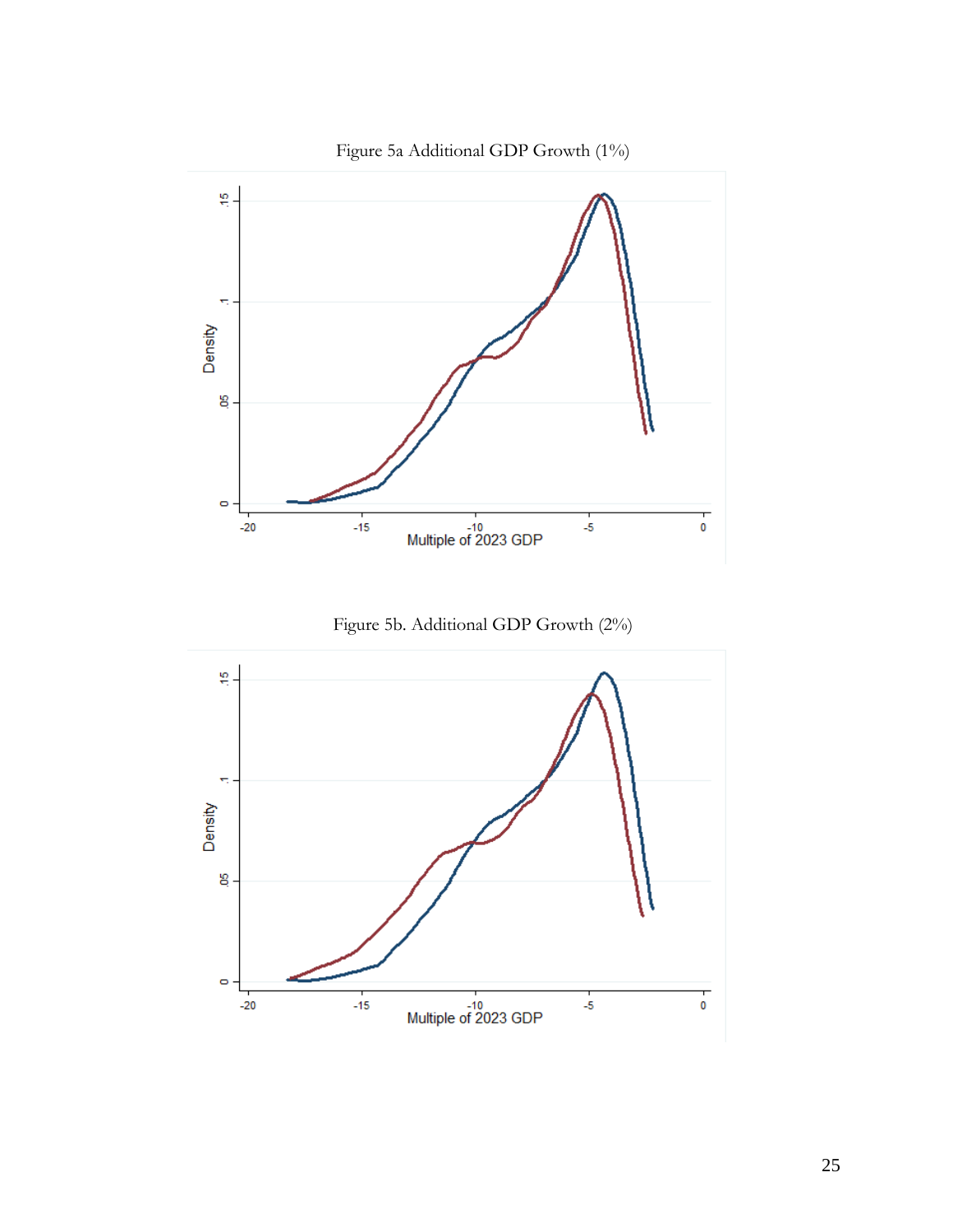Figure 5a Additional GDP Growth (1%)

Figure 5b. Additional GDP Growth (2%)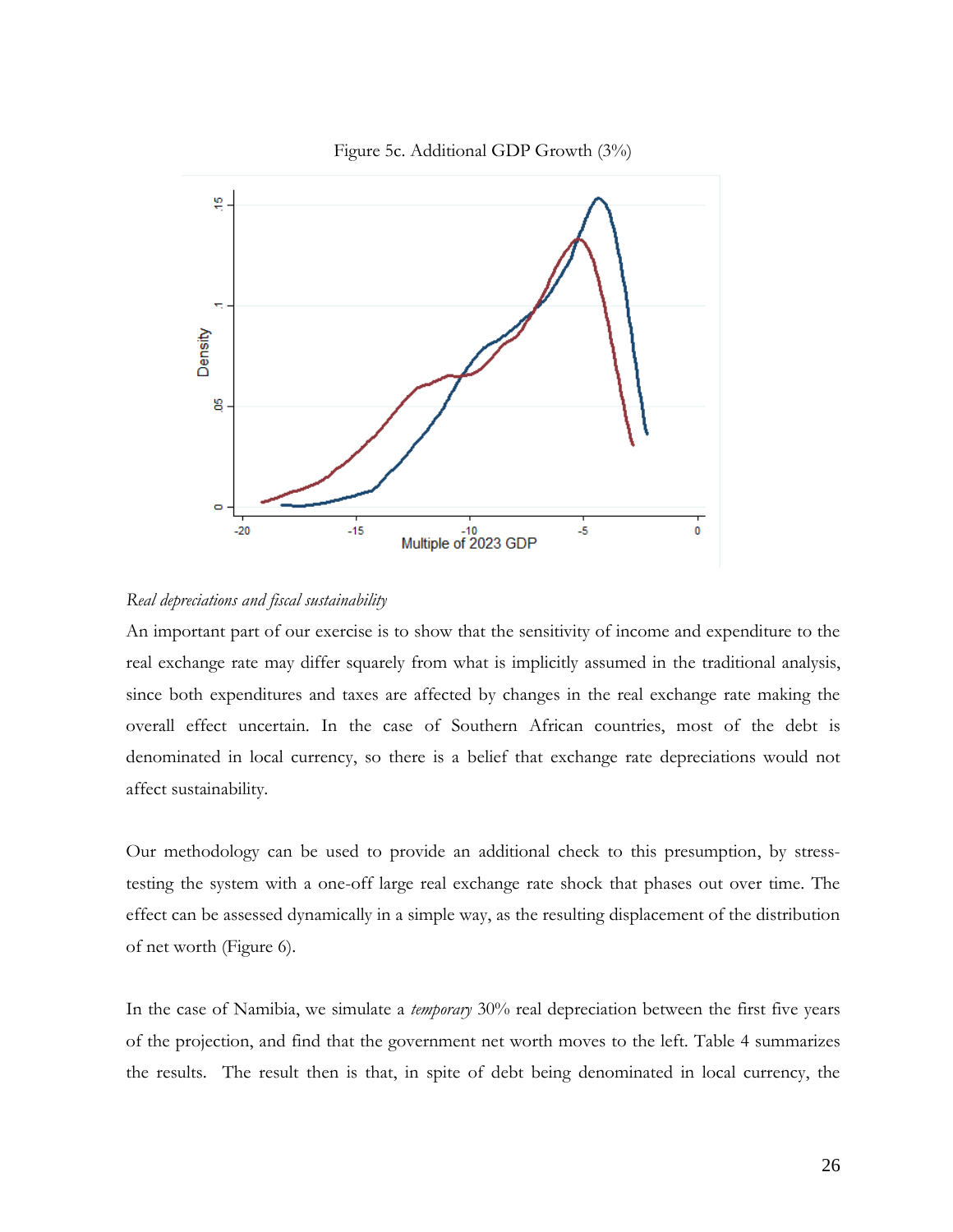Figure 5c. Additional GDP Growth (3%)

*Real depreciations and fiscal sustainability*

An important part of our exercise is to show that the sensitivity of income and expenditure to the real exchange rate may differ squarely from what is implicitly assumed in the traditional analysis, since both expenditures and taxes are affected by changes in the real exchange rate making the overall effect uncertain. In the case of Southern African countries, most of the debt is denominated in local currency, so there is a belief that exchange rate depreciations would not affect sustainability.

Our methodology can be used to provide an additional check to this presumption, by stress-testing the system with a one-off large real exchange rate shock that phases out over time. The effect can be assessed dynamically in a simple way, as the resulting displacement of the distribution of net worth (Figure 6).

In the case of Namibia, we simulate a *temporary* 30% real depreciation between the first five years of the projection, and find that the government net worth moves to the left. Table 4 summarizes the results. The result then is that, in spite of debt being denominated in local currency, the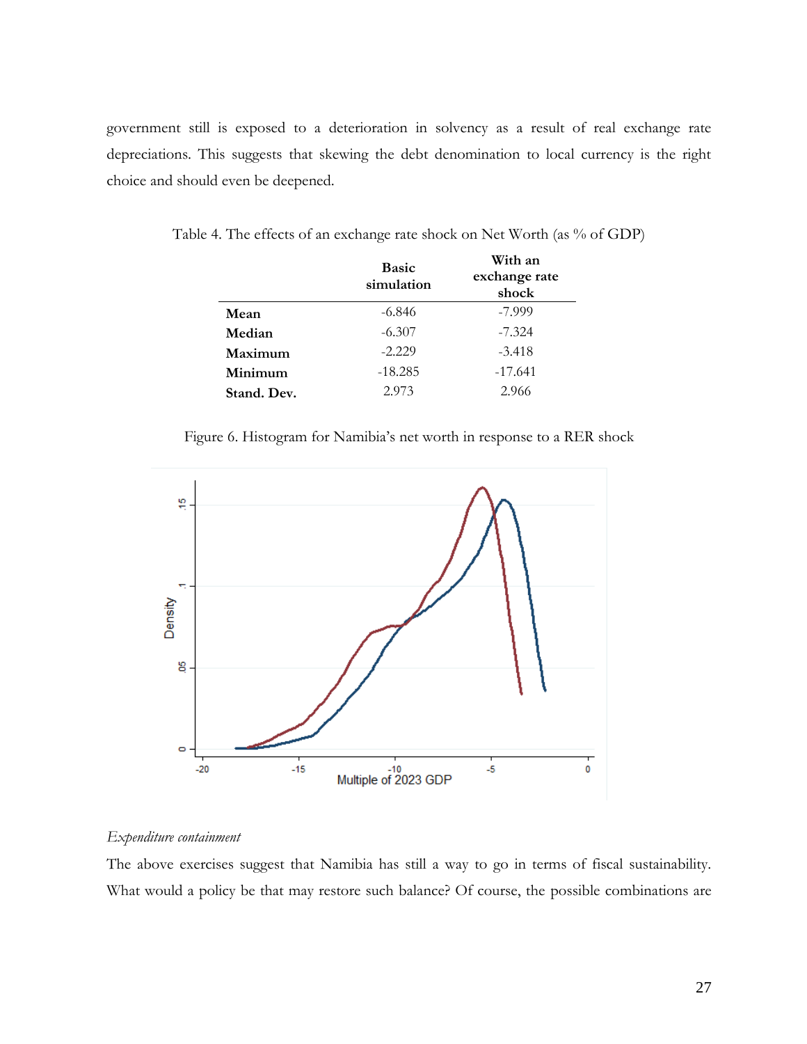government still is exposed to a deterioration in solvency as a result of real exchange rate depreciations. This suggests that skewing the debt denomination to local currency is the right choice and should even be deepened.

Table 4. The effects of an exchange rate shock on Net Worth (as % of GDP)

| | Basic simulation | With an exchange rate shock |
|---|---|---|
| **Mean** | -6.846 | -7.999 |
| **Median** | -6.307 | -7.324 |
| **Maximum** | -2.229 | -3.418 |
| **Minimum** | -18.285 | -17.641 |
| **Stand. Dev.** | 2.973 | 2.966 |

Figure 6. Histogram for Namibia's net worth in response to a RER shock

*Expenditure containment*

The above exercises suggest that Namibia has still a way to go in terms of fiscal sustainability. What would a policy be that may restore such balance? Of course, the possible combinations are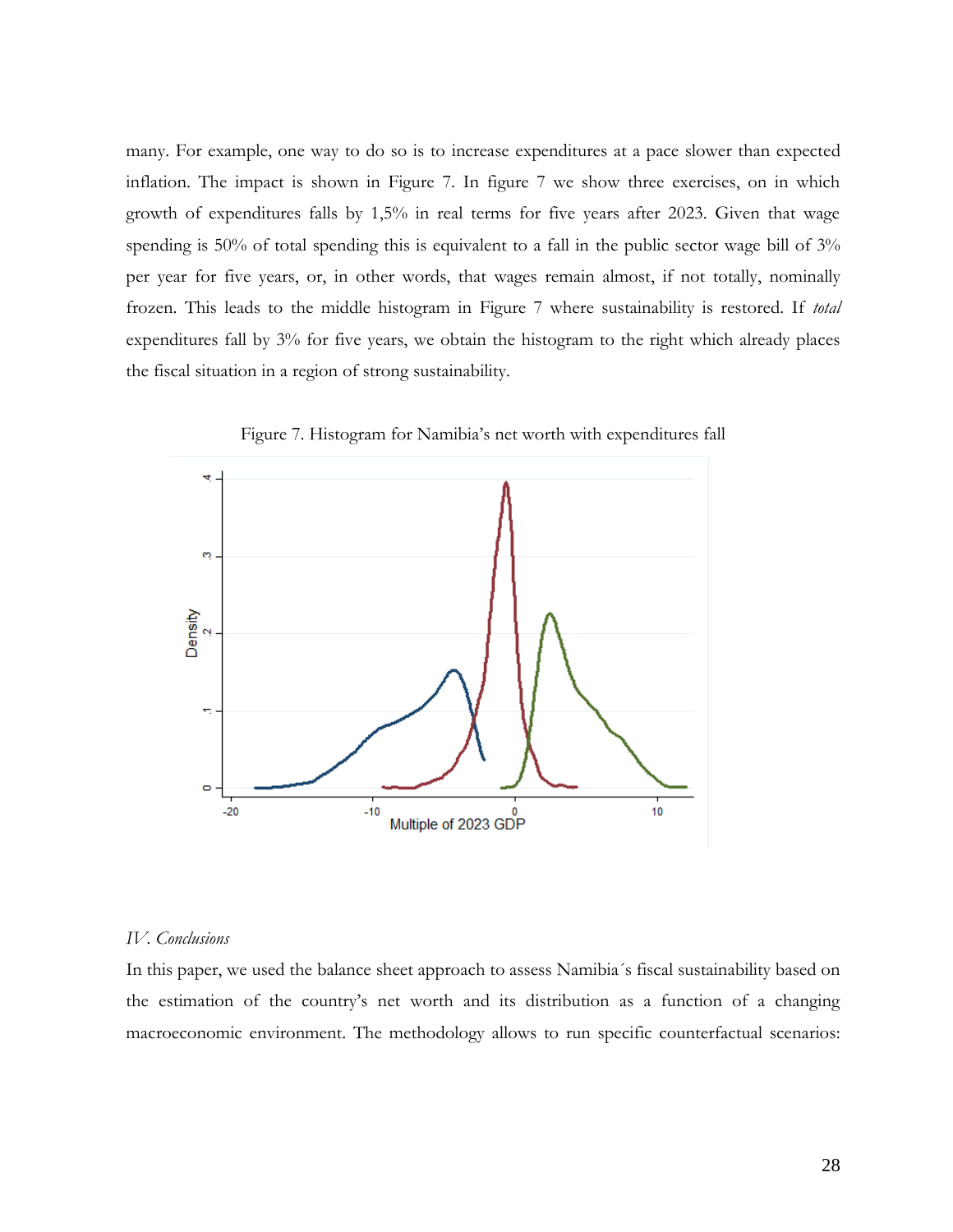many. For example, one way to do so is to increase expenditures at a pace slower than expected inflation. The impact is shown in Figure 7. In figure 7 we show three exercises, on in which growth of expenditures falls by 1,5% in real terms for five years after 2023. Given that wage spending is 50% of total spending this is equivalent to a fall in the public sector wage bill of 3% per year for five years, or, in other words, that wages remain almost, if not totally, nominally frozen. This leads to the middle histogram in Figure 7 where sustainability is restored. If *total* expenditures fall by 3% for five years, we obtain the histogram to the right which already places the fiscal situation in a region of strong sustainability.

Figure 7. Histogram for Namibia's net worth with expenditures fall

### *IV. Conclusions*

In this paper, we used the balance sheet approach to assess Namibia´s fiscal sustainability based on the estimation of the country's net worth and its distribution as a function of a changing macroeconomic environment. The methodology allows to run specific counterfactual scenarios: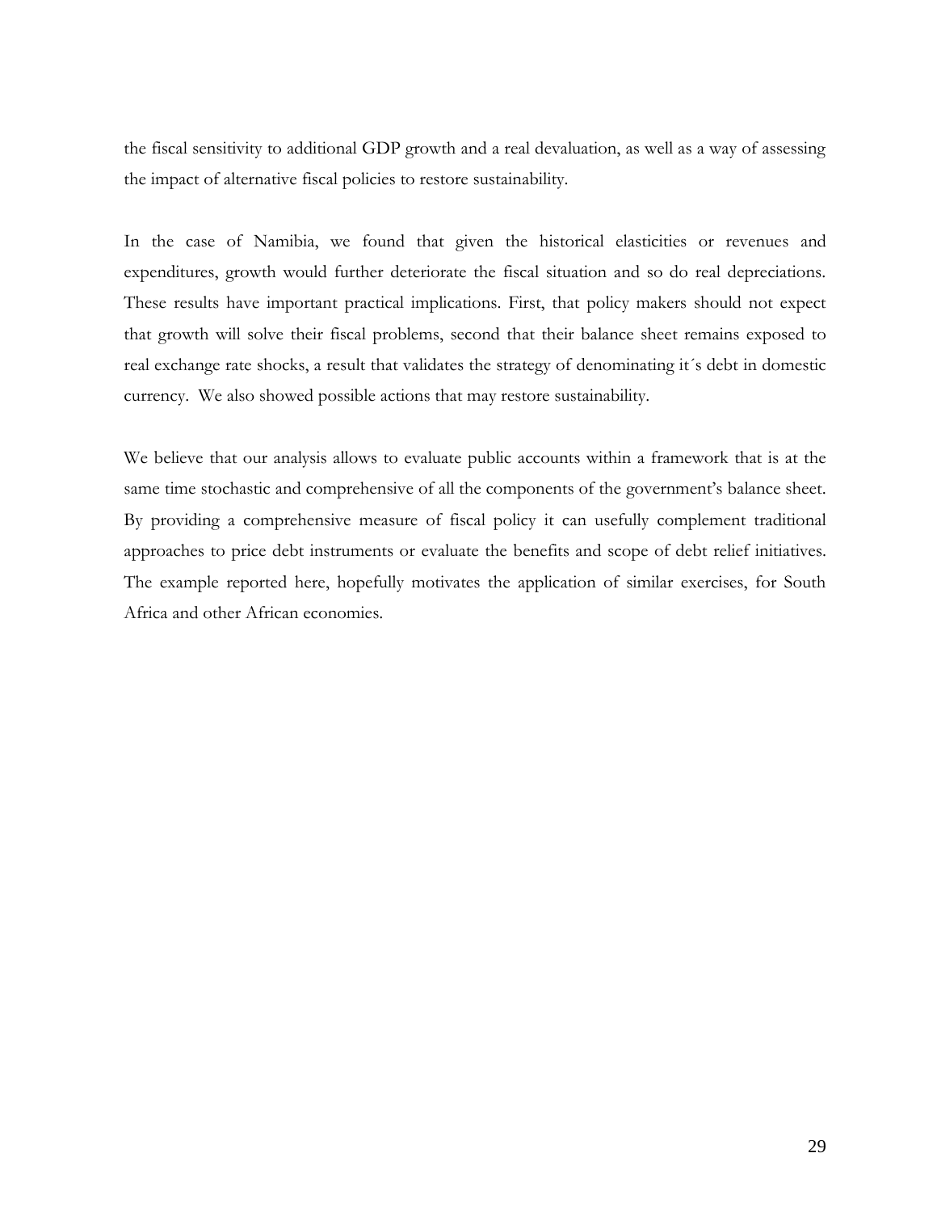the fiscal sensitivity to additional GDP growth and a real devaluation, as well as a way of assessing the impact of alternative fiscal policies to restore sustainability.

In the case of Namibia, we found that given the historical elasticities or revenues and expenditures, growth would further deteriorate the fiscal situation and so do real depreciations. These results have important practical implications. First, that policy makers should not expect that growth will solve their fiscal problems, second that their balance sheet remains exposed to real exchange rate shocks, a result that validates the strategy of denominating it´s debt in domestic currency. We also showed possible actions that may restore sustainability.

We believe that our analysis allows to evaluate public accounts within a framework that is at the same time stochastic and comprehensive of all the components of the government's balance sheet. By providing a comprehensive measure of fiscal policy it can usefully complement traditional approaches to price debt instruments or evaluate the benefits and scope of debt relief initiatives. The example reported here, hopefully motivates the application of similar exercises, for South Africa and other African economies.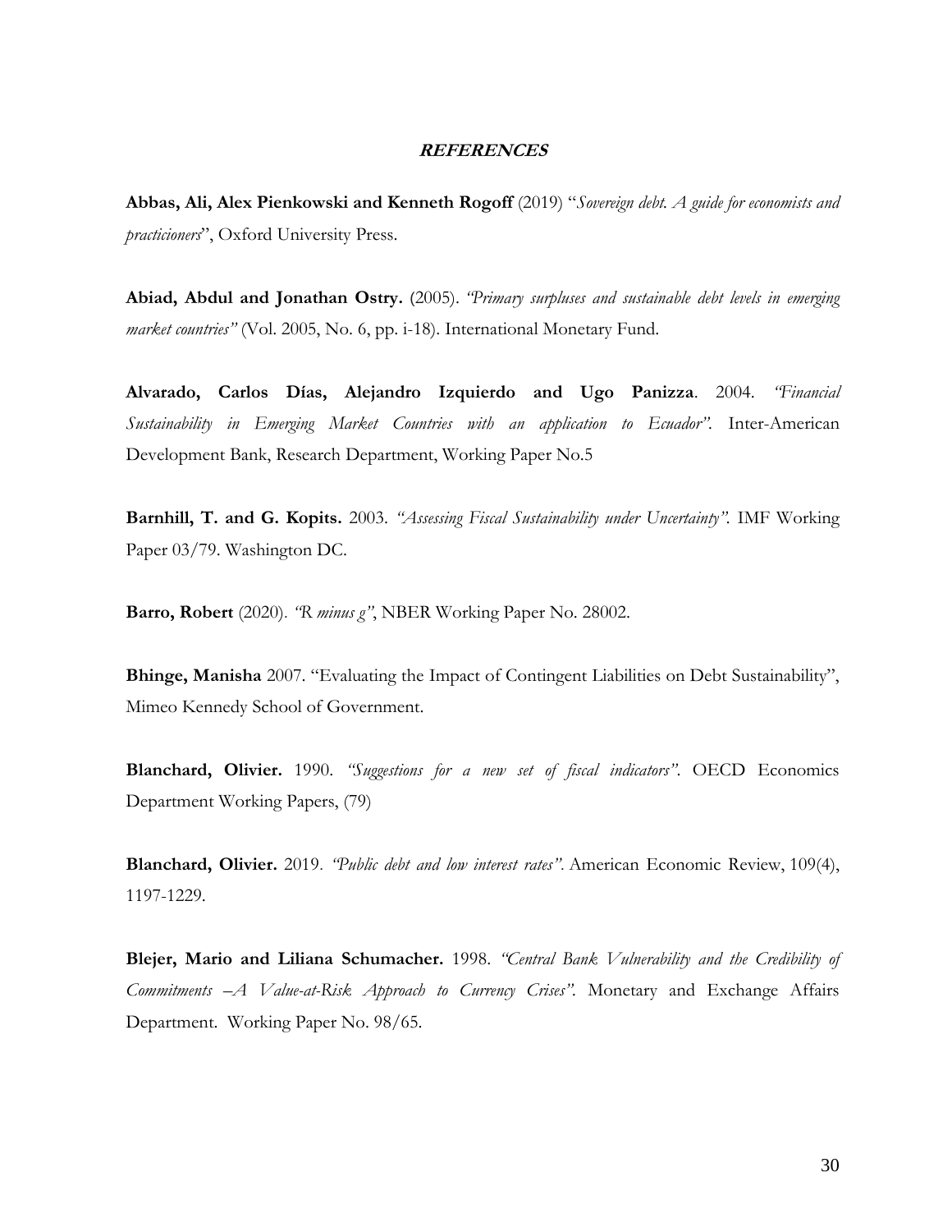## *REFERENCES*

**Abbas, Ali, Alex Pienkowski and Kenneth Rogoff** (2019) "*Sovereign debt. A guide for economists and practicioners*", Oxford University Press.

**Abiad, Abdul and Jonathan Ostry.** (2005). *"Primary surpluses and sustainable debt levels in emerging market countries"* (Vol. 2005, No. 6, pp. i-18). International Monetary Fund.

**Alvarado, Carlos Días, Alejandro Izquierdo and Ugo Panizza**. 2004. *"Financial Sustainability in Emerging Market Countries with an application to Ecuador"*. Inter-American Development Bank, Research Department, Working Paper No.5

**Barnhill, T. and G. Kopits.** 2003. *"Assessing Fiscal Sustainability under Uncertainty"*. IMF Working Paper 03/79. Washington DC.

**Barro, Robert** (2020). *"R minus g"*, NBER Working Paper No. 28002.

**Bhinge, Manisha** 2007. "Evaluating the Impact of Contingent Liabilities on Debt Sustainability", Mimeo Kennedy School of Government.

**Blanchard, Olivier.** 1990. *"Suggestions for a new set of fiscal indicators"*. OECD Economics Department Working Papers, (79)

**Blanchard, Olivier.** 2019. *"Public debt and low interest rates"*. American Economic Review, 109(4), 1197-1229.

**Blejer, Mario and Liliana Schumacher.** 1998. *"Central Bank Vulnerability and the Credibility of Commitments –A Value-at-Risk Approach to Currency Crises"*. Monetary and Exchange Affairs Department. Working Paper No. 98/65.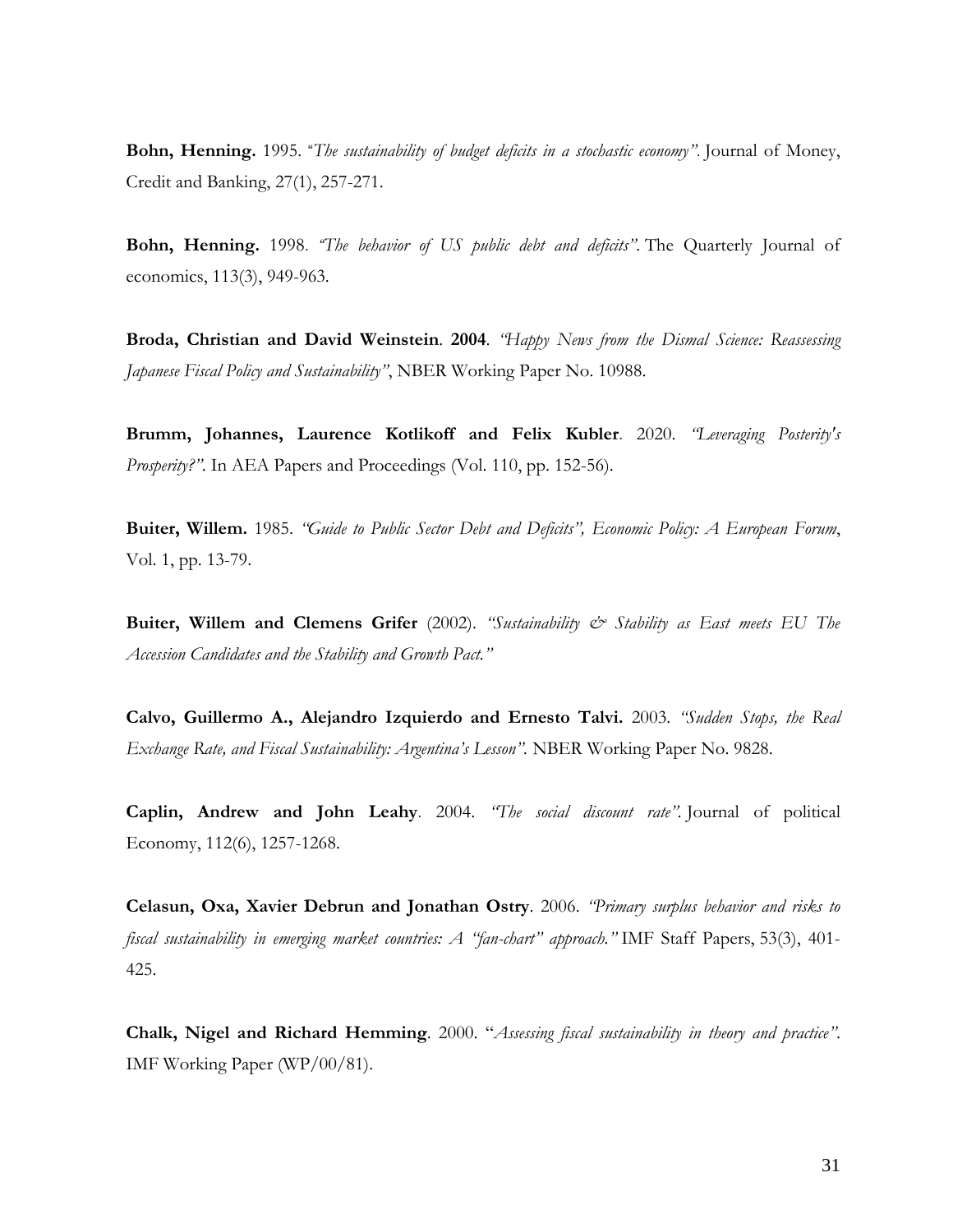**Bohn, Henning.** 1995. *"The sustainability of budget deficits in a stochastic economy".* Journal of Money, Credit and Banking, 27(1), 257-271.

**Bohn, Henning.** 1998. *"The behavior of US public debt and deficits".* The Quarterly Journal of economics, 113(3), 949-963.

**Broda, Christian and David Weinstein**. **2004**. *"Happy News from the Dismal Science: Reassessing Japanese Fiscal Policy and Sustainability"*, NBER Working Paper No. 10988.

**Brumm, Johannes, Laurence Kotlikoff and Felix Kubler**. 2020. *"Leveraging Posterity's Prosperity?".* In AEA Papers and Proceedings (Vol. 110, pp. 152-56).

**Buiter, Willem.** 1985. *"Guide to Public Sector Debt and Deficits", Economic Policy: A European Forum*, Vol. 1, pp. 13-79.

**Buiter, Willem and Clemens Grifer** (2002). *"Sustainability & Stability as East meets EU The Accession Candidates and the Stability and Growth Pact."*

**Calvo, Guillermo A., Alejandro Izquierdo and Ernesto Talvi.** 2003. *"Sudden Stops, the Real Exchange Rate, and Fiscal Sustainability: Argentina's Lesson".* NBER Working Paper No. 9828.

**Caplin, Andrew and John Leahy**. 2004. *"The social discount rate".* Journal of political Economy, 112(6), 1257-1268.

**Celasun, Oxa, Xavier Debrun and Jonathan Ostry**. 2006. *"Primary surplus behavior and risks to fiscal sustainability in emerging market countries: A "fan-chart" approach."* IMF Staff Papers, 53(3), 401-425.

**Chalk, Nigel and Richard Hemming**. 2000. "*Assessing fiscal sustainability in theory and practice".* IMF Working Paper (WP/00/81).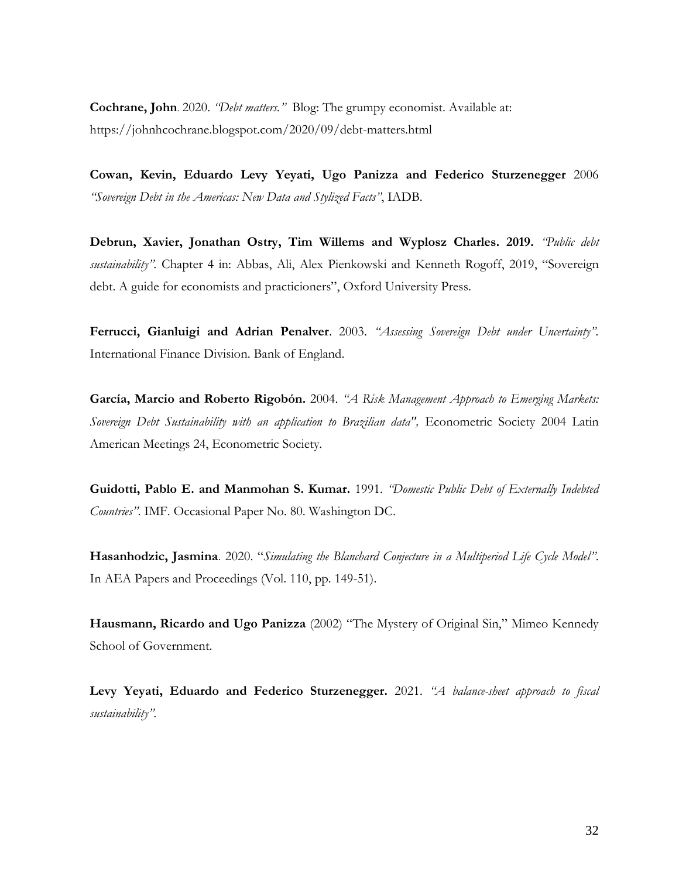**Cochrane, John**. 2020. *"Debt matters."* Blog: The grumpy economist. Available at: https://johnhcochrane.blogspot.com/2020/09/debt-matters.html

**Cowan, Kevin, Eduardo Levy Yeyati, Ugo Panizza and Federico Sturzenegger** 2006 *"Sovereign Debt in the Americas: New Data and Stylized Facts"*, IADB.

**Debrun, Xavier, Jonathan Ostry, Tim Willems and Wyplosz Charles. 2019.** *"Public debt sustainability".* Chapter 4 in: Abbas, Ali, Alex Pienkowski and Kenneth Rogoff, 2019, "Sovereign debt. A guide for economists and practicioners", Oxford University Press.

**Ferrucci, Gianluigi and Adrian Penalver**. 2003. *"Assessing Sovereign Debt under Uncertainty".* International Finance Division. Bank of England.

**García, Marcio and Roberto Rigobón.** 2004. *"A Risk Management Approach to Emerging Markets: Sovereign Debt Sustainability with an application to Brazilian data",* Econometric Society 2004 Latin American Meetings 24, Econometric Society.

**Guidotti, Pablo E. and Manmohan S. Kumar.** 1991. *"Domestic Public Debt of Externally Indebted Countries".* IMF. Occasional Paper No. 80. Washington DC.

**Hasanhodzic, Jasmina**. 2020. "*Simulating the Blanchard Conjecture in a Multiperiod Life Cycle Model".* In AEA Papers and Proceedings (Vol. 110, pp. 149-51).

**Hausmann, Ricardo and Ugo Panizza** (2002) "The Mystery of Original Sin," Mimeo Kennedy School of Government.

**Levy Yeyati, Eduardo and Federico Sturzenegger.** 2021. *"A balance-sheet approach to fiscal sustainability".*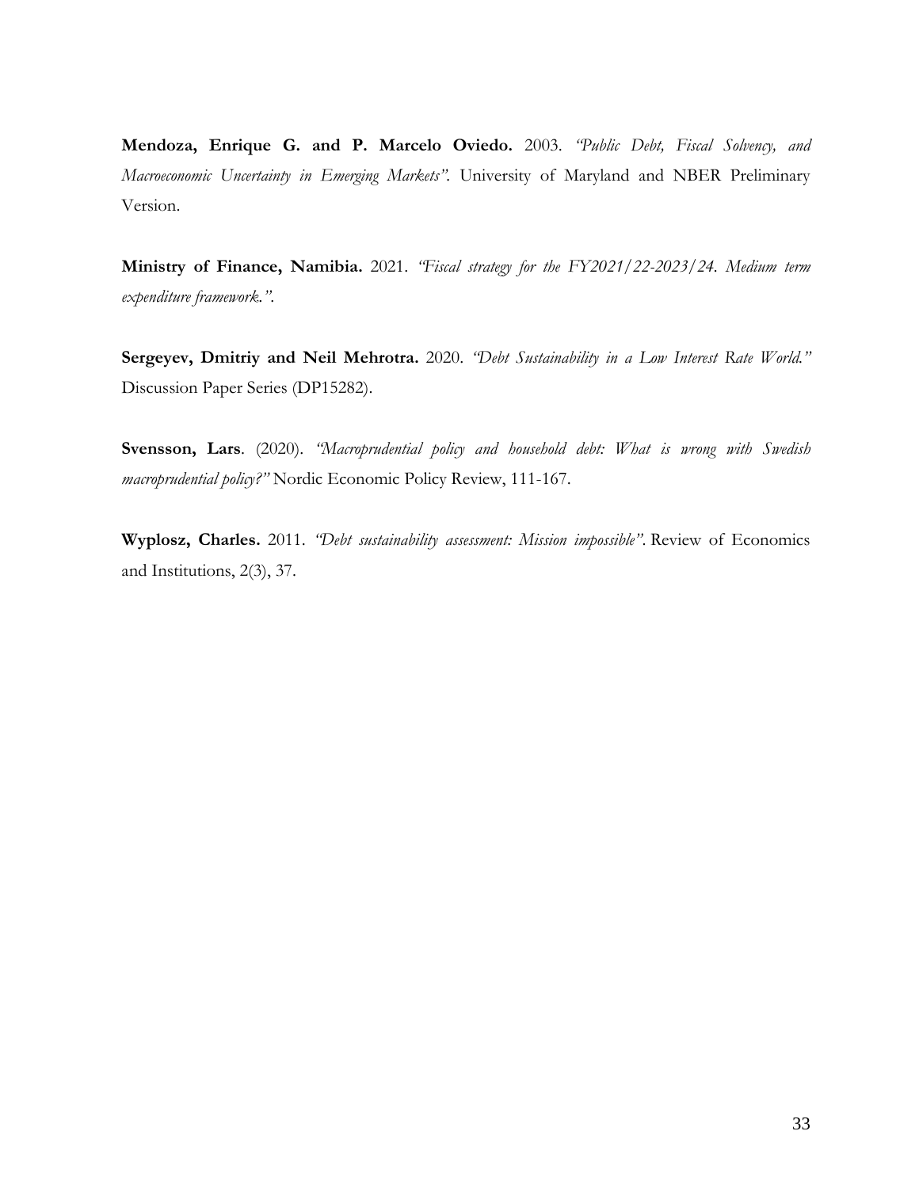**Mendoza, Enrique G. and P. Marcelo Oviedo.** 2003. *"Public Debt, Fiscal Solvency, and Macroeconomic Uncertainty in Emerging Markets".* University of Maryland and NBER Preliminary Version.

**Ministry of Finance, Namibia.** 2021. *"Fiscal strategy for the FY2021/22-2023/24. Medium term expenditure framework.".*

**Sergeyev, Dmitriy and Neil Mehrotra.** 2020. *"Debt Sustainability in a Low Interest Rate World."* Discussion Paper Series (DP15282).

**Svensson, Lars**. (2020). *"Macroprudential policy and household debt: What is wrong with Swedish macroprudential policy?"* Nordic Economic Policy Review, 111-167.

**Wyplosz, Charles.** 2011. *"Debt sustainability assessment: Mission impossible".* Review of Economics and Institutions, 2(3), 37.